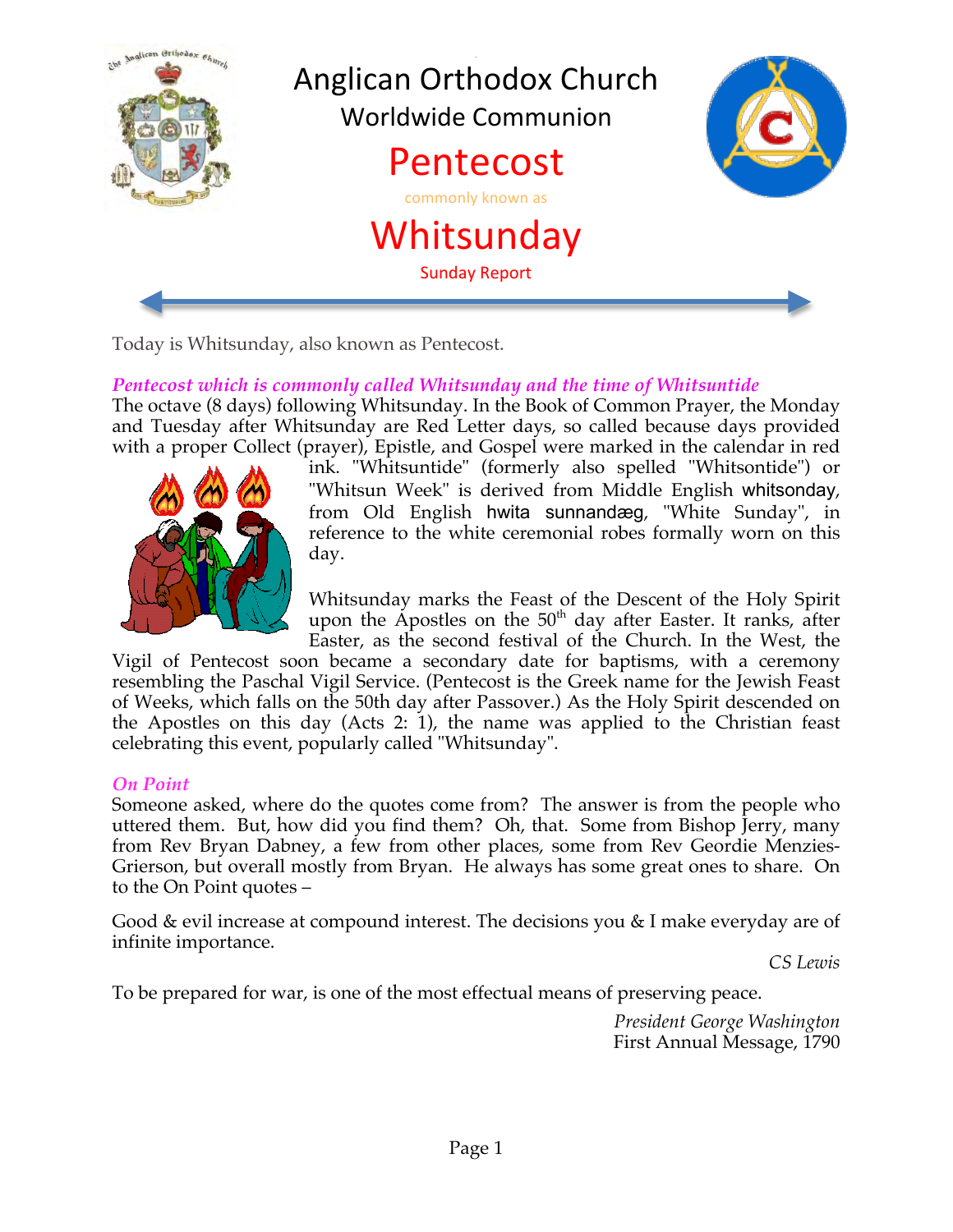# Anglican Orthodox Church

## Worldwide Communion

# Pentecost

commonly known as

# Whitsunday

Sunday Report

Today is Whitsunday, also known as Pentecost.

***Pentecost which is commonly called Whitsunday and the time of Whitsuntide***

The octave (8 days) following Whitsunday. In the Book of Common Prayer, the Monday and Tuesday after Whitsunday are Red Letter days, so called because days provided with a proper Collect (prayer), Epistle, and Gospel were marked in the calendar in red ink. "Whitsuntide" (formerly also spelled "Whitsontide") or "Whitsun Week" is derived from Middle English whitsonday, from Old English hwita sunnandæg, "White Sunday", in reference to the white ceremonial robes formally worn on this day.

Whitsunday marks the Feast of the Descent of the Holy Spirit upon the Apostles on the 50th day after Easter. It ranks, after Easter, as the second festival of the Church. In the West, the Vigil of Pentecost soon became a secondary date for baptisms, with a ceremony resembling the Paschal Vigil Service. (Pentecost is the Greek name for the Jewish Feast of Weeks, which falls on the 50th day after Passover.) As the Holy Spirit descended on the Apostles on this day (Acts 2: 1), the name was applied to the Christian feast celebrating this event, popularly called "Whitsunday".

***On Point***

Someone asked, where do the quotes come from? The answer is from the people who uttered them. But, how did you find them? Oh, that. Some from Bishop Jerry, many from Rev Bryan Dabney, a few from other places, some from Rev Geordie Menzies-Grierson, but overall mostly from Bryan. He always has some great ones to share. On to the On Point quotes –

Good & evil increase at compound interest. The decisions you & I make everyday are of infinite importance.

*CS Lewis*

To be prepared for war, is one of the most effectual means of preserving peace.

*President George Washington*
First Annual Message, 1790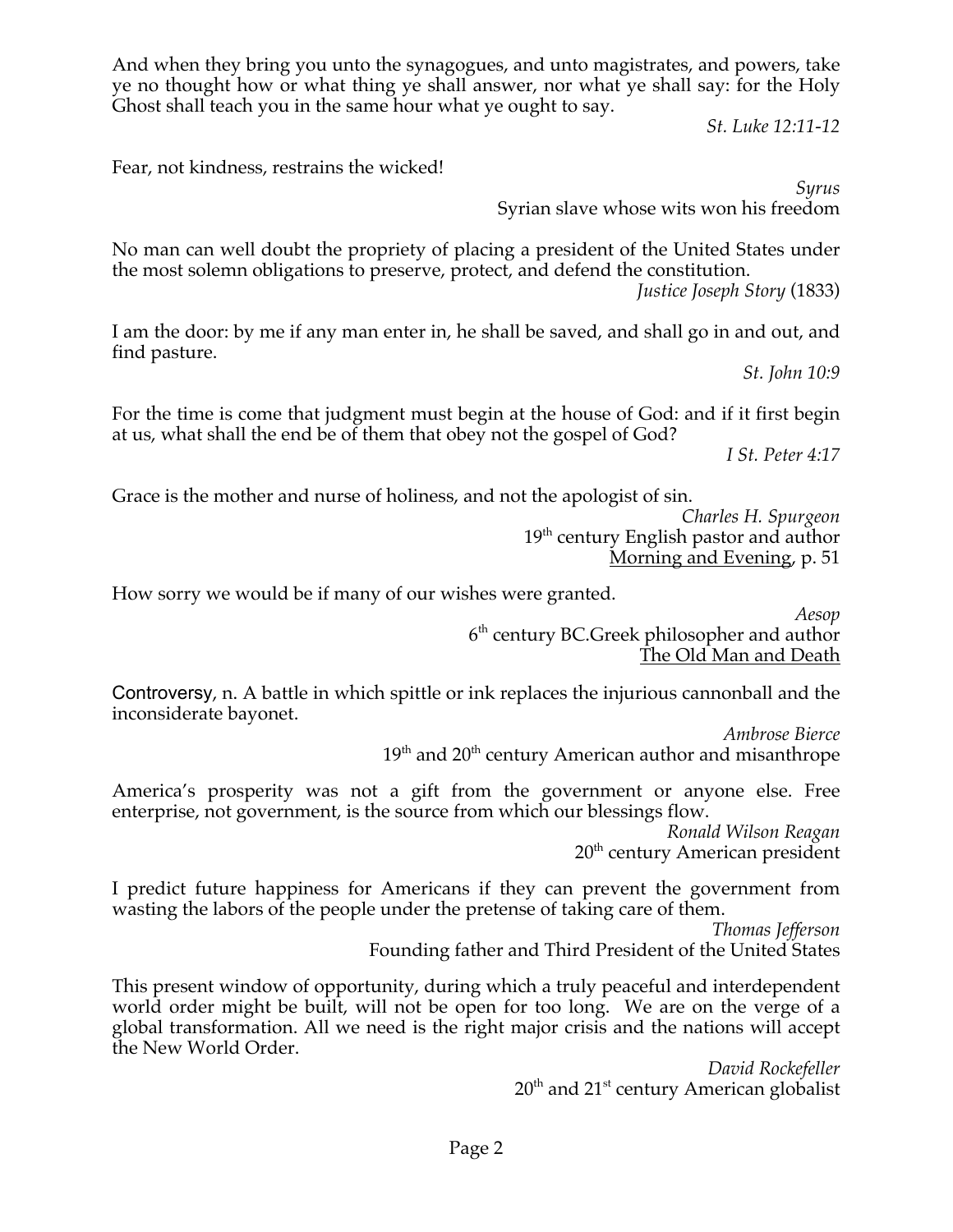And when they bring you unto the synagogues, and unto magistrates, and powers, take ye no thought how or what thing ye shall answer, nor what ye shall say: for the Holy Ghost shall teach you in the same hour what ye ought to say.

*St. Luke 12:11-12*

Fear, not kindness, restrains the wicked!

*Syrus*
Syrian slave whose wits won his freedom

No man can well doubt the propriety of placing a president of the United States under the most solemn obligations to preserve, protect, and defend the constitution.

*Justice Joseph Story* (1833)

I am the door: by me if any man enter in, he shall be saved, and shall go in and out, and find pasture.

*St. John 10:9*

For the time is come that judgment must begin at the house of God: and if it first begin at us, what shall the end be of them that obey not the gospel of God?

*I St. Peter 4:17*

Grace is the mother and nurse of holiness, and not the apologist of sin.

*Charles H. Spurgeon*
19th century English pastor and author
Morning and Evening, p. 51

How sorry we would be if many of our wishes were granted.

*Aesop*
6th century BC.Greek philosopher and author
The Old Man and Death

Controversy, n. A battle in which spittle or ink replaces the injurious cannonball and the inconsiderate bayonet.

*Ambrose Bierce*
19th and 20th century American author and misanthrope

America's prosperity was not a gift from the government or anyone else. Free enterprise, not government, is the source from which our blessings flow.

*Ronald Wilson Reagan*
20th century American president

I predict future happiness for Americans if they can prevent the government from wasting the labors of the people under the pretense of taking care of them.

*Thomas Jefferson*
Founding father and Third President of the United States

This present window of opportunity, during which a truly peaceful and interdependent world order might be built, will not be open for too long. We are on the verge of a global transformation. All we need is the right major crisis and the nations will accept the New World Order.

*David Rockefeller*
20th and 21st century American globalist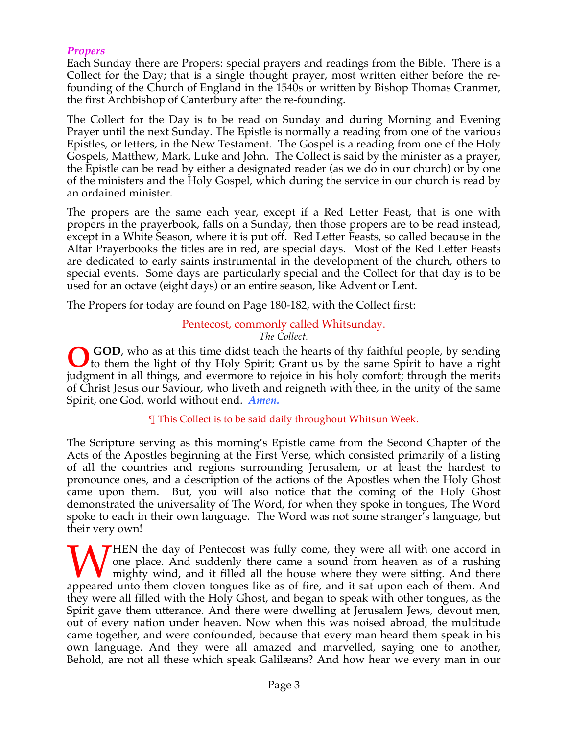### *Propers*

Each Sunday there are Propers: special prayers and readings from the Bible. There is a Collect for the Day; that is a single thought prayer, most written either before the re-founding of the Church of England in the 1540s or written by Bishop Thomas Cranmer, the first Archbishop of Canterbury after the re-founding.

The Collect for the Day is to be read on Sunday and during Morning and Evening Prayer until the next Sunday. The Epistle is normally a reading from one of the various Epistles, or letters, in the New Testament. The Gospel is a reading from one of the Holy Gospels, Matthew, Mark, Luke and John. The Collect is said by the minister as a prayer, the Epistle can be read by either a designated reader (as we do in our church) or by one of the ministers and the Holy Gospel, which during the service in our church is read by an ordained minister.

The propers are the same each year, except if a Red Letter Feast, that is one with propers in the prayerbook, falls on a Sunday, then those propers are to be read instead, except in a White Season, where it is put off. Red Letter Feasts, so called because in the Altar Prayerbooks the titles are in red, are special days. Most of the Red Letter Feasts are dedicated to early saints instrumental in the development of the church, others to special events. Some days are particularly special and the Collect for that day is to be used for an octave (eight days) or an entire season, like Advent or Lent.

The Propers for today are found on Page 180-182, with the Collect first:

Pentecost, commonly called Whitsunday.
*The Collect.*

O **GOD**, who as at this time didst teach the hearts of thy faithful people, by sending to them the light of thy Holy Spirit; Grant us by the same Spirit to have a right judgment in all things, and evermore to rejoice in his holy comfort; through the merits of Christ Jesus our Saviour, who liveth and reigneth with thee, in the unity of the same Spirit, one God, world without end. ***Amen.***

¶ This Collect is to be said daily throughout Whitsun Week.

The Scripture serving as this morning's Epistle came from the Second Chapter of the Acts of the Apostles beginning at the First Verse, which consisted primarily of a listing of all the countries and regions surrounding Jerusalem, or at least the hardest to pronounce ones, and a description of the actions of the Apostles when the Holy Ghost came upon them. But, you will also notice that the coming of the Holy Ghost demonstrated the universality of The Word, for when they spoke in tongues, The Word spoke to each in their own language. The Word was not some stranger's language, but their very own!

WHEN the day of Pentecost was fully come, they were all with one accord in one place. And suddenly there came a sound from heaven as of a rushing mighty wind, and it filled all the house where they were sitting. And there appeared unto them cloven tongues like as of fire, and it sat upon each of them. And they were all filled with the Holy Ghost, and began to speak with other tongues, as the Spirit gave them utterance. And there were dwelling at Jerusalem Jews, devout men, out of every nation under heaven. Now when this was noised abroad, the multitude came together, and were confounded, because that every man heard them speak in his own language. And they were all amazed and marvelled, saying one to another, Behold, are not all these which speak Galilæans? And how hear we every man in our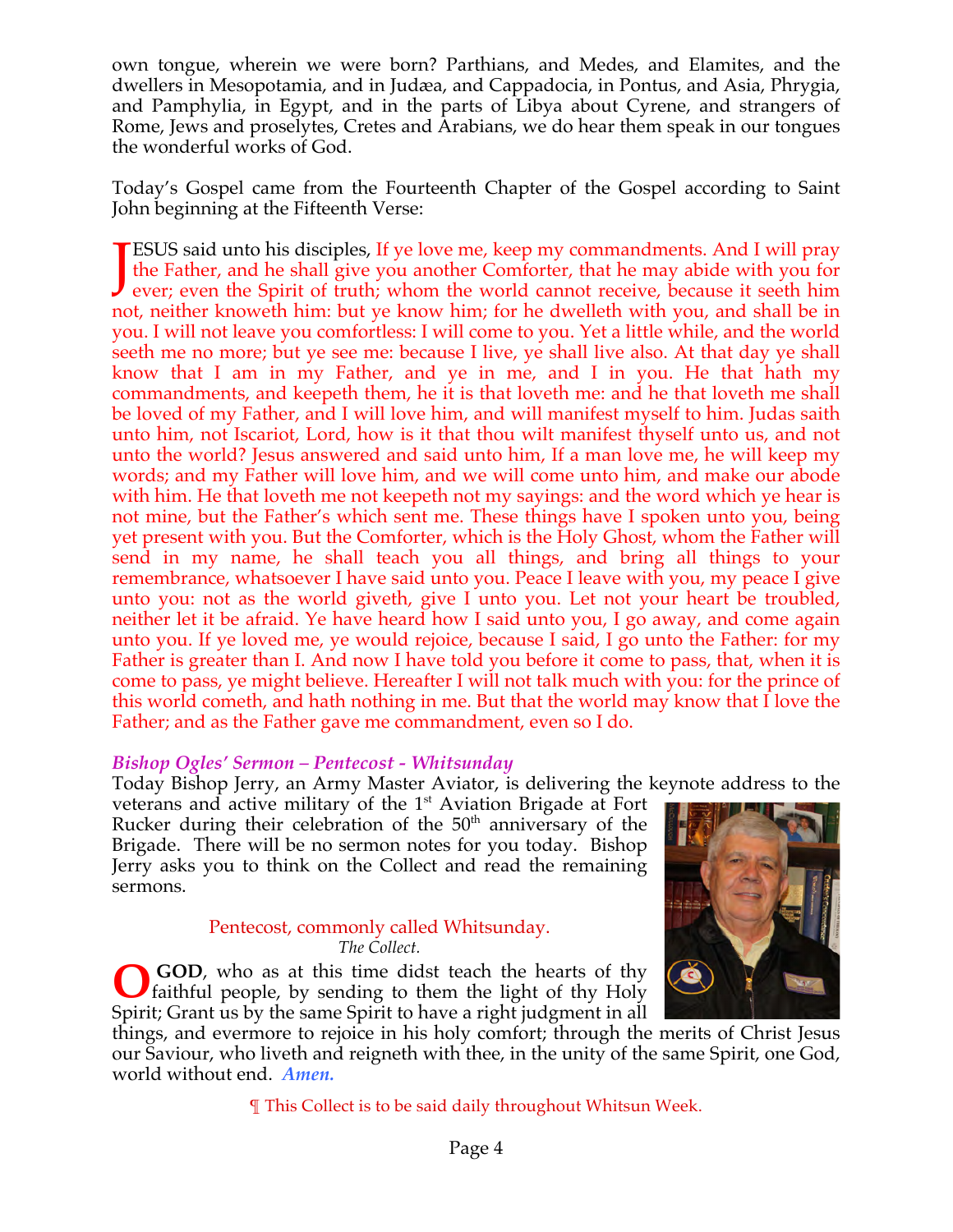own tongue, wherein we were born? Parthians, and Medes, and Elamites, and the dwellers in Mesopotamia, and in Judæa, and Cappadocia, in Pontus, and Asia, Phrygia, and Pamphylia, in Egypt, and in the parts of Libya about Cyrene, and strangers of Rome, Jews and proselytes, Cretes and Arabians, we do hear them speak in our tongues the wonderful works of God.

Today's Gospel came from the Fourteenth Chapter of the Gospel according to Saint John beginning at the Fifteenth Verse:

JESUS said unto his disciples, If ye love me, keep my commandments. And I will pray the Father, and he shall give you another Comforter, that he may abide with you for ever; even the Spirit of truth; whom the world cannot receive, because it seeth him not, neither knoweth him: but ye know him; for he dwelleth with you, and shall be in you. I will not leave you comfortless: I will come to you. Yet a little while, and the world seeth me no more; but ye see me: because I live, ye shall live also. At that day ye shall know that I am in my Father, and ye in me, and I in you. He that hath my commandments, and keepeth them, he it is that loveth me: and he that loveth me shall be loved of my Father, and I will love him, and will manifest myself to him. Judas saith unto him, not Iscariot, Lord, how is it that thou wilt manifest thyself unto us, and not unto the world? Jesus answered and said unto him, If a man love me, he will keep my words; and my Father will love him, and we will come unto him, and make our abode with him. He that loveth me not keepeth not my sayings: and the word which ye hear is not mine, but the Father's which sent me. These things have I spoken unto you, being yet present with you. But the Comforter, which is the Holy Ghost, whom the Father will send in my name, he shall teach you all things, and bring all things to your remembrance, whatsoever I have said unto you. Peace I leave with you, my peace I give unto you: not as the world giveth, give I unto you. Let not your heart be troubled, neither let it be afraid. Ye have heard how I said unto you, I go away, and come again unto you. If ye loved me, ye would rejoice, because I said, I go unto the Father: for my Father is greater than I. And now I have told you before it come to pass, that, when it is come to pass, ye might believe. Hereafter I will not talk much with you: for the prince of this world cometh, and hath nothing in me. But that the world may know that I love the Father; and as the Father gave me commandment, even so I do.

### *Bishop Ogles' Sermon – Pentecost - Whitsunday*

Today Bishop Jerry, an Army Master Aviator, is delivering the keynote address to the veterans and active military of the 1st Aviation Brigade at Fort Rucker during their celebration of the 50th anniversary of the Brigade. There will be no sermon notes for you today. Bishop Jerry asks you to think on the Collect and read the remaining sermons.

Pentecost, commonly called Whitsunday.
*The Collect.*

**O GOD**, who as at this time didst teach the hearts of thy faithful people, by sending to them the light of thy Holy Spirit; Grant us by the same Spirit to have a right judgment in all things, and evermore to rejoice in his holy comfort; through the merits of Christ Jesus our Saviour, who liveth and reigneth with thee, in the unity of the same Spirit, one God, world without end. ***Amen.***

¶ This Collect is to be said daily throughout Whitsun Week.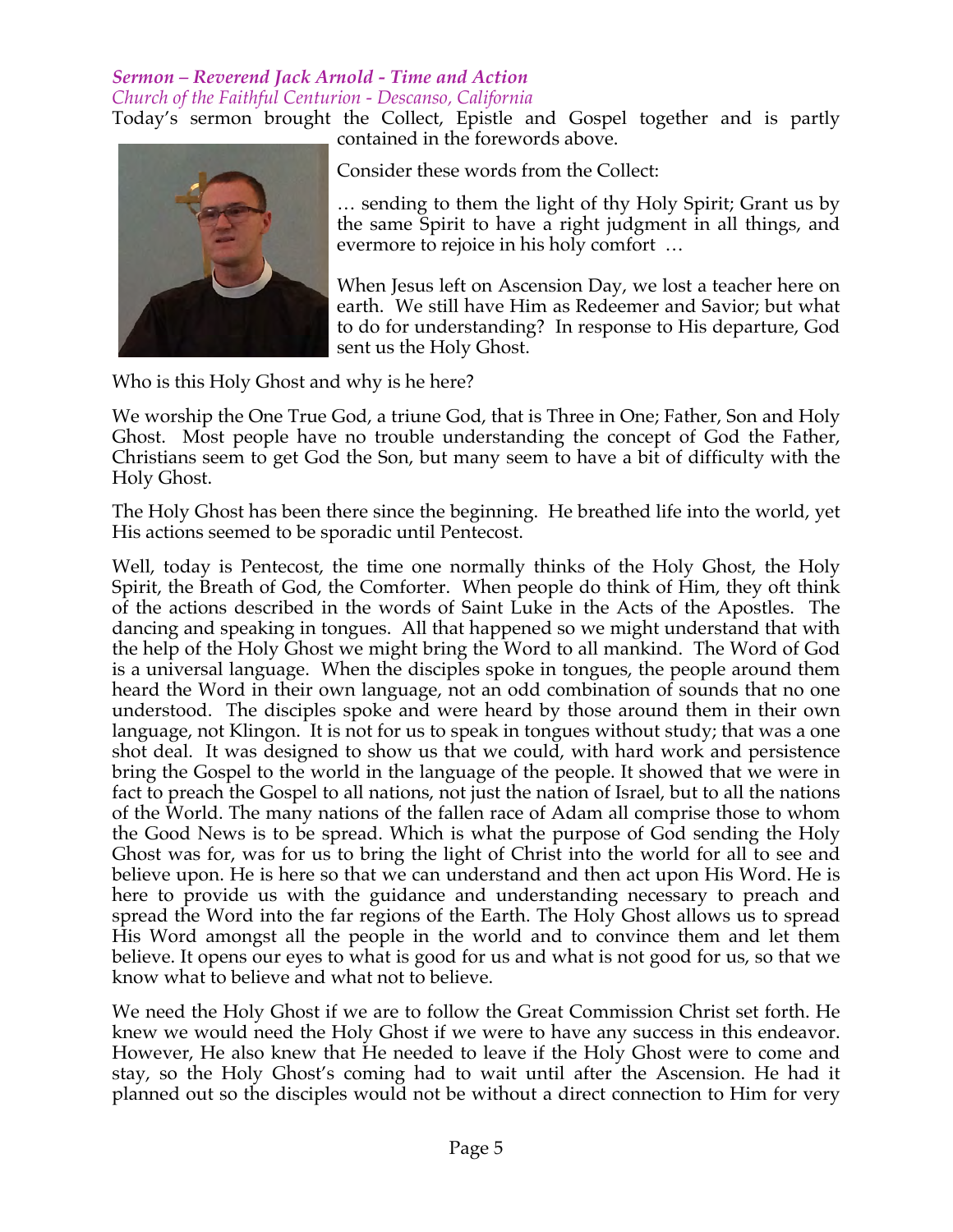### *Sermon – Reverend Jack Arnold - Time and Action*

*Church of the Faithful Centurion - Descanso, California*

Today's sermon brought the Collect, Epistle and Gospel together and is partly contained in the forewords above.

Consider these words from the Collect:

… sending to them the light of thy Holy Spirit; Grant us by the same Spirit to have a right judgment in all things, and evermore to rejoice in his holy comfort …

When Jesus left on Ascension Day, we lost a teacher here on earth. We still have Him as Redeemer and Savior; but what to do for understanding? In response to His departure, God sent us the Holy Ghost.

Who is this Holy Ghost and why is he here?

We worship the One True God, a triune God, that is Three in One; Father, Son and Holy Ghost. Most people have no trouble understanding the concept of God the Father, Christians seem to get God the Son, but many seem to have a bit of difficulty with the Holy Ghost.

The Holy Ghost has been there since the beginning. He breathed life into the world, yet His actions seemed to be sporadic until Pentecost.

Well, today is Pentecost, the time one normally thinks of the Holy Ghost, the Holy Spirit, the Breath of God, the Comforter. When people do think of Him, they oft think of the actions described in the words of Saint Luke in the Acts of the Apostles. The dancing and speaking in tongues. All that happened so we might understand that with the help of the Holy Ghost we might bring the Word to all mankind. The Word of God is a universal language. When the disciples spoke in tongues, the people around them heard the Word in their own language, not an odd combination of sounds that no one understood. The disciples spoke and were heard by those around them in their own language, not Klingon. It is not for us to speak in tongues without study; that was a one shot deal. It was designed to show us that we could, with hard work and persistence bring the Gospel to the world in the language of the people. It showed that we were in fact to preach the Gospel to all nations, not just the nation of Israel, but to all the nations of the World. The many nations of the fallen race of Adam all comprise those to whom the Good News is to be spread. Which is what the purpose of God sending the Holy Ghost was for, was for us to bring the light of Christ into the world for all to see and believe upon. He is here so that we can understand and then act upon His Word. He is here to provide us with the guidance and understanding necessary to preach and spread the Word into the far regions of the Earth. The Holy Ghost allows us to spread His Word amongst all the people in the world and to convince them and let them believe. It opens our eyes to what is good for us and what is not good for us, so that we know what to believe and what not to believe.

We need the Holy Ghost if we are to follow the Great Commission Christ set forth. He knew we would need the Holy Ghost if we were to have any success in this endeavor. However, He also knew that He needed to leave if the Holy Ghost were to come and stay, so the Holy Ghost's coming had to wait until after the Ascension. He had it planned out so the disciples would not be without a direct connection to Him for very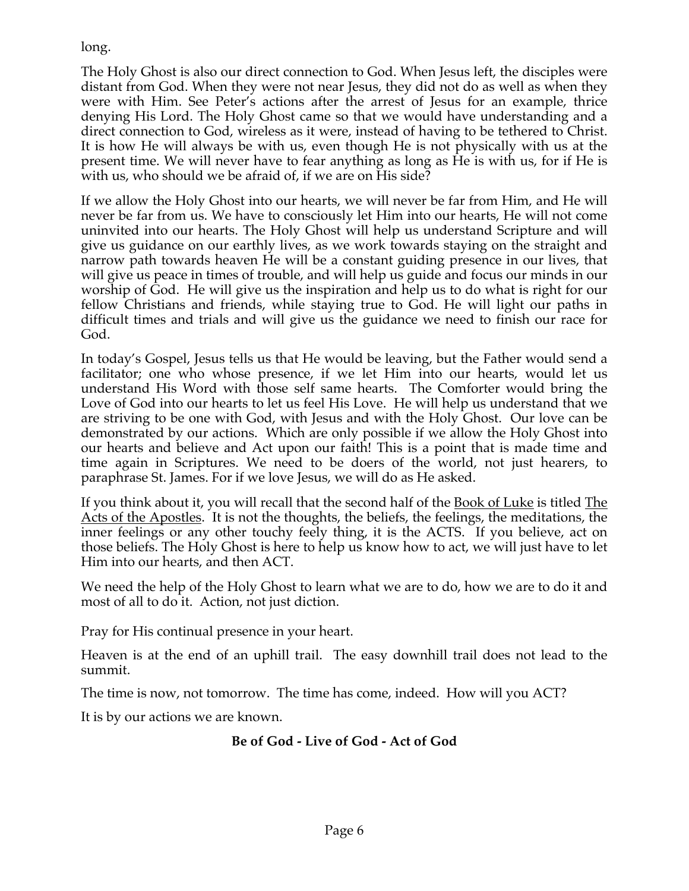long.

The Holy Ghost is also our direct connection to God. When Jesus left, the disciples were distant from God. When they were not near Jesus, they did not do as well as when they were with Him. See Peter's actions after the arrest of Jesus for an example, thrice denying His Lord. The Holy Ghost came so that we would have understanding and a direct connection to God, wireless as it were, instead of having to be tethered to Christ. It is how He will always be with us, even though He is not physically with us at the present time. We will never have to fear anything as long as He is with us, for if He is with us, who should we be afraid of, if we are on His side?

If we allow the Holy Ghost into our hearts, we will never be far from Him, and He will never be far from us. We have to consciously let Him into our hearts, He will not come uninvited into our hearts. The Holy Ghost will help us understand Scripture and will give us guidance on our earthly lives, as we work towards staying on the straight and narrow path towards heaven He will be a constant guiding presence in our lives, that will give us peace in times of trouble, and will help us guide and focus our minds in our worship of God. He will give us the inspiration and help us to do what is right for our fellow Christians and friends, while staying true to God. He will light our paths in difficult times and trials and will give us the guidance we need to finish our race for God.

In today's Gospel, Jesus tells us that He would be leaving, but the Father would send a facilitator; one who whose presence, if we let Him into our hearts, would let us understand His Word with those self same hearts. The Comforter would bring the Love of God into our hearts to let us feel His Love. He will help us understand that we are striving to be one with God, with Jesus and with the Holy Ghost. Our love can be demonstrated by our actions. Which are only possible if we allow the Holy Ghost into our hearts and believe and Act upon our faith! This is a point that is made time and time again in Scriptures. We need to be doers of the world, not just hearers, to paraphrase St. James. For if we love Jesus, we will do as He asked.

If you think about it, you will recall that the second half of the <u>Book of Luke</u> is titled <u>The Acts of the Apostles</u>. It is not the thoughts, the beliefs, the feelings, the meditations, the inner feelings or any other touchy feely thing, it is the ACTS. If you believe, act on those beliefs. The Holy Ghost is here to help us know how to act, we will just have to let Him into our hearts, and then ACT.

We need the help of the Holy Ghost to learn what we are to do, how we are to do it and most of all to do it. Action, not just diction.

Pray for His continual presence in your heart.

Heaven is at the end of an uphill trail. The easy downhill trail does not lead to the summit.

The time is now, not tomorrow. The time has come, indeed. How will you ACT?

It is by our actions we are known.

**Be of God - Live of God - Act of God**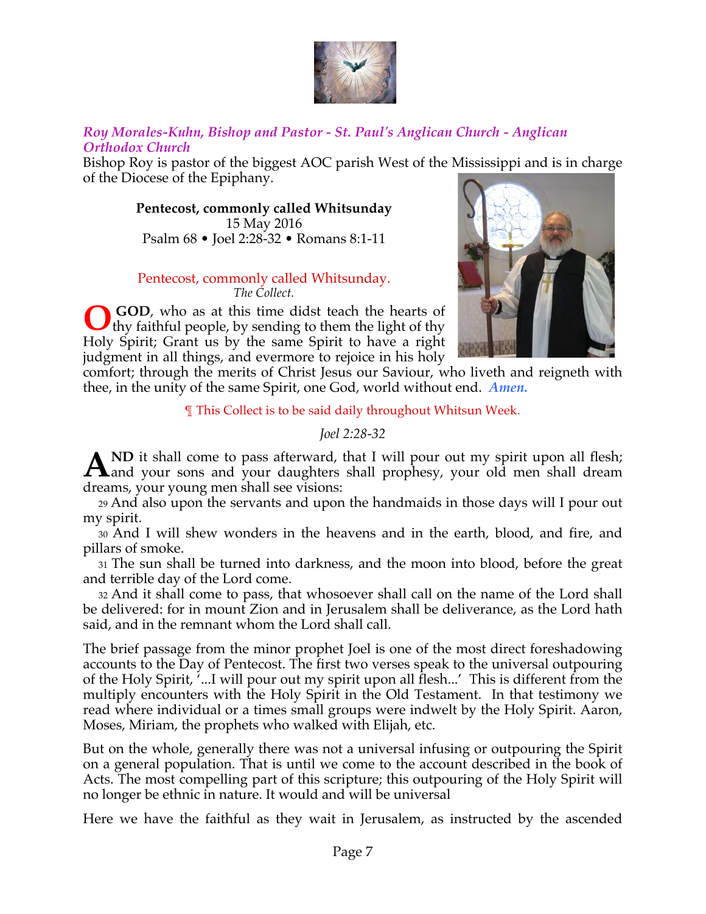*Roy Morales-Kuhn, Bishop and Pastor - St. Paul's Anglican Church - Anglican Orthodox Church*

Bishop Roy is pastor of the biggest AOC parish West of the Mississippi and is in charge of the Diocese of the Epiphany.

**Pentecost, commonly called Whitsunday**
15 May 2016
Psalm 68 • Joel 2:28-32 • Romans 8:1-11

Pentecost, commonly called Whitsunday.
*The Collect.*

**O GOD**, who as at this time didst teach the hearts of thy faithful people, by sending to them the light of thy Holy Spirit; Grant us by the same Spirit to have a right judgment in all things, and evermore to rejoice in his holy comfort; through the merits of Christ Jesus our Saviour, who liveth and reigneth with thee, in the unity of the same Spirit, one God, world without end. ***Amen.***

¶ This Collect is to be said daily throughout Whitsun Week.

*Joel 2:28-32*

**AND** it shall come to pass afterward, that I will pour out my spirit upon all flesh; and your sons and your daughters shall prophesy, your old men shall dream dreams, your young men shall see visions:

29 And also upon the servants and upon the handmaids in those days will I pour out my spirit.

30 And I will shew wonders in the heavens and in the earth, blood, and fire, and pillars of smoke.

31 The sun shall be turned into darkness, and the moon into blood, before the great and terrible day of the Lord come.

32 And it shall come to pass, that whosoever shall call on the name of the Lord shall be delivered: for in mount Zion and in Jerusalem shall be deliverance, as the Lord hath said, and in the remnant whom the Lord shall call.

The brief passage from the minor prophet Joel is one of the most direct foreshadowing accounts to the Day of Pentecost. The first two verses speak to the universal outpouring of the Holy Spirit, '...I will pour out my spirit upon all flesh...' This is different from the multiply encounters with the Holy Spirit in the Old Testament. In that testimony we read where individual or a times small groups were indwelt by the Holy Spirit. Aaron, Moses, Miriam, the prophets who walked with Elijah, etc.

But on the whole, generally there was not a universal infusing or outpouring the Spirit on a general population. That is until we come to the account described in the book of Acts. The most compelling part of this scripture; this outpouring of the Holy Spirit will no longer be ethnic in nature. It would and will be universal

Here we have the faithful as they wait in Jerusalem, as instructed by the ascended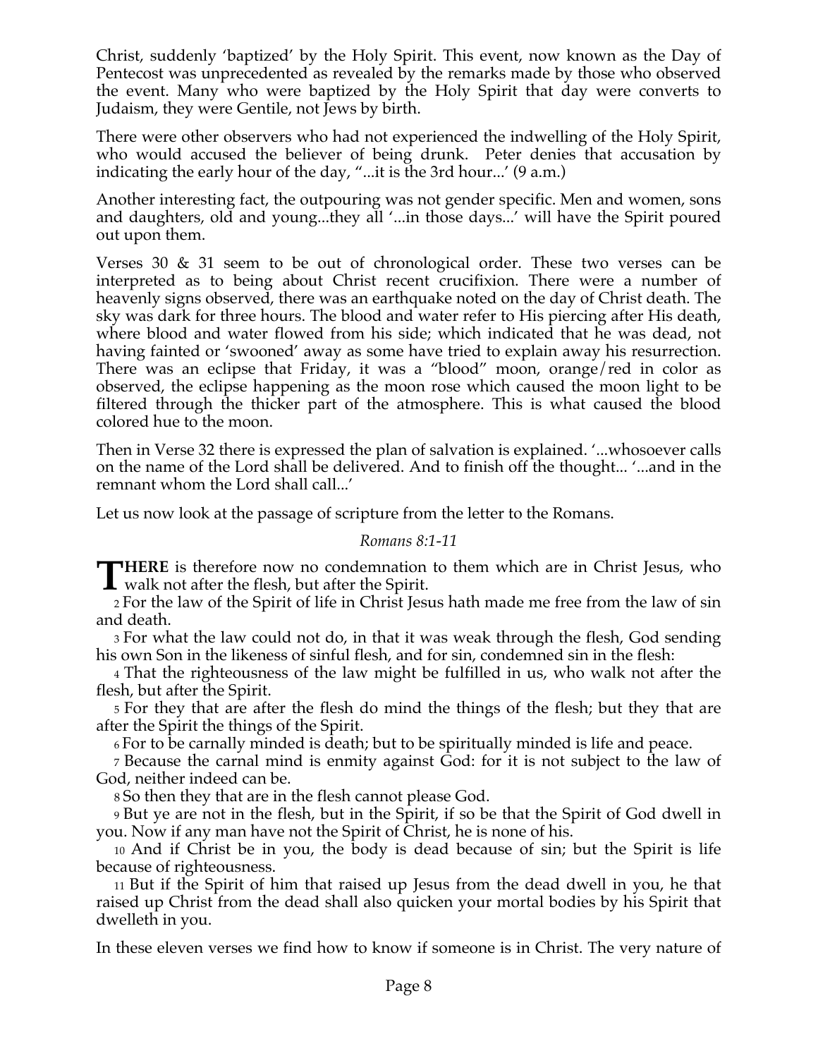Christ, suddenly 'baptized' by the Holy Spirit. This event, now known as the Day of Pentecost was unprecedented as revealed by the remarks made by those who observed the event. Many who were baptized by the Holy Spirit that day were converts to Judaism, they were Gentile, not Jews by birth.

There were other observers who had not experienced the indwelling of the Holy Spirit, who would accused the believer of being drunk. Peter denies that accusation by indicating the early hour of the day, "...it is the 3rd hour...' (9 a.m.)

Another interesting fact, the outpouring was not gender specific. Men and women, sons and daughters, old and young...they all '...in those days...' will have the Spirit poured out upon them.

Verses 30 & 31 seem to be out of chronological order. These two verses can be interpreted as to being about Christ recent crucifixion. There were a number of heavenly signs observed, there was an earthquake noted on the day of Christ death. The sky was dark for three hours. The blood and water refer to His piercing after His death, where blood and water flowed from his side; which indicated that he was dead, not having fainted or 'swooned' away as some have tried to explain away his resurrection. There was an eclipse that Friday, it was a "blood" moon, orange/red in color as observed, the eclipse happening as the moon rose which caused the moon light to be filtered through the thicker part of the atmosphere. This is what caused the blood colored hue to the moon.

Then in Verse 32 there is expressed the plan of salvation is explained. '...whosoever calls on the name of the Lord shall be delivered. And to finish off the thought... '...and in the remnant whom the Lord shall call...'

Let us now look at the passage of scripture from the letter to the Romans.

*Romans 8:1-11*

**THERE** is therefore now no condemnation to them which are in Christ Jesus, who walk not after the flesh, but after the Spirit.

2 For the law of the Spirit of life in Christ Jesus hath made me free from the law of sin and death.

3 For what the law could not do, in that it was weak through the flesh, God sending his own Son in the likeness of sinful flesh, and for sin, condemned sin in the flesh:

4 That the righteousness of the law might be fulfilled in us, who walk not after the flesh, but after the Spirit.

5 For they that are after the flesh do mind the things of the flesh; but they that are after the Spirit the things of the Spirit.

6 For to be carnally minded is death; but to be spiritually minded is life and peace.

7 Because the carnal mind is enmity against God: for it is not subject to the law of God, neither indeed can be.

8 So then they that are in the flesh cannot please God.

9 But ye are not in the flesh, but in the Spirit, if so be that the Spirit of God dwell in you. Now if any man have not the Spirit of Christ, he is none of his.

10 And if Christ be in you, the body is dead because of sin; but the Spirit is life because of righteousness.

11 But if the Spirit of him that raised up Jesus from the dead dwell in you, he that raised up Christ from the dead shall also quicken your mortal bodies by his Spirit that dwelleth in you.

In these eleven verses we find how to know if someone is in Christ. The very nature of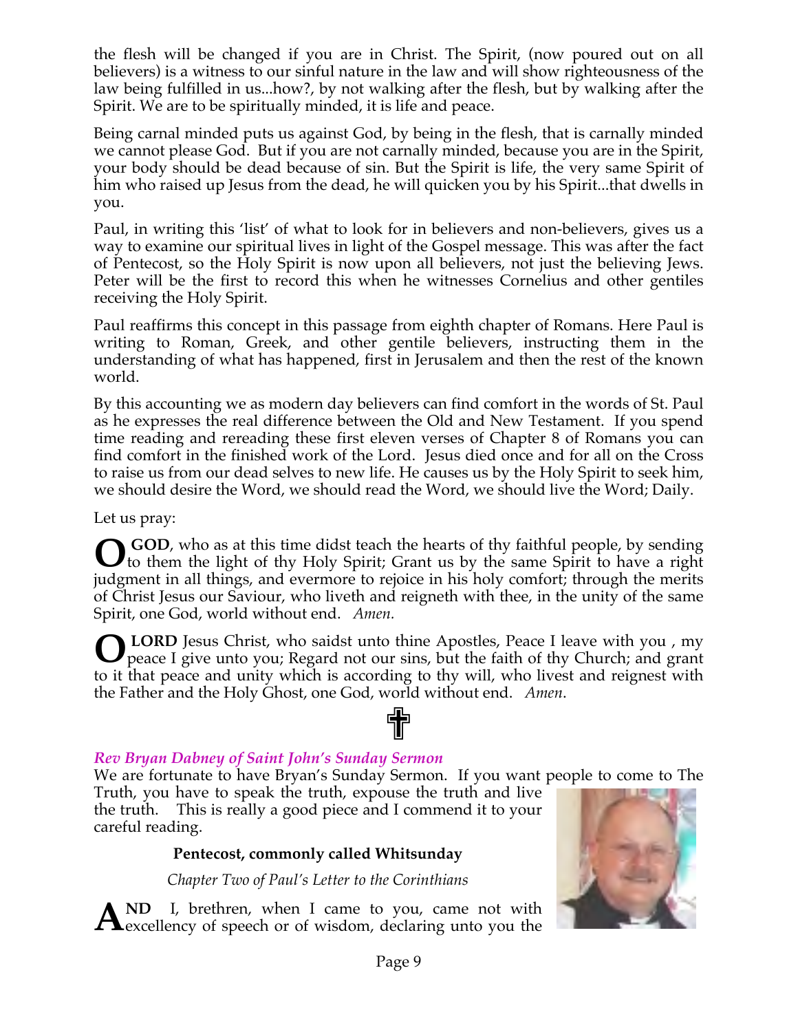the flesh will be changed if you are in Christ. The Spirit, (now poured out on all believers) is a witness to our sinful nature in the law and will show righteousness of the law being fulfilled in us...how?, by not walking after the flesh, but by walking after the Spirit. We are to be spiritually minded, it is life and peace.

Being carnal minded puts us against God, by being in the flesh, that is carnally minded we cannot please God. But if you are not carnally minded, because you are in the Spirit, your body should be dead because of sin. But the Spirit is life, the very same Spirit of him who raised up Jesus from the dead, he will quicken you by his Spirit...that dwells in you.

Paul, in writing this 'list' of what to look for in believers and non-believers, gives us a way to examine our spiritual lives in light of the Gospel message. This was after the fact of Pentecost, so the Holy Spirit is now upon all believers, not just the believing Jews. Peter will be the first to record this when he witnesses Cornelius and other gentiles receiving the Holy Spirit.

Paul reaffirms this concept in this passage from eighth chapter of Romans. Here Paul is writing to Roman, Greek, and other gentile believers, instructing them in the understanding of what has happened, first in Jerusalem and then the rest of the known world.

By this accounting we as modern day believers can find comfort in the words of St. Paul as he expresses the real difference between the Old and New Testament. If you spend time reading and rereading these first eleven verses of Chapter 8 of Romans you can find comfort in the finished work of the Lord. Jesus died once and for all on the Cross to raise us from our dead selves to new life. He causes us by the Holy Spirit to seek him, we should desire the Word, we should read the Word, we should live the Word; Daily.

Let us pray:

**O GOD**, who as at this time didst teach the hearts of thy faithful people, by sending to them the light of thy Holy Spirit; Grant us by the same Spirit to have a right judgment in all things, and evermore to rejoice in his holy comfort; through the merits of Christ Jesus our Saviour, who liveth and reigneth with thee, in the unity of the same Spirit, one God, world without end. *Amen.*

**O LORD** Jesus Christ, who saidst unto thine Apostles, Peace I leave with you , my peace I give unto you; Regard not our sins, but the faith of thy Church; and grant to it that peace and unity which is according to thy will, who livest and reignest with the Father and the Holy Ghost, one God, world without end. *Amen*.

✞

### *Rev Bryan Dabney of Saint John's Sunday Sermon*

We are fortunate to have Bryan's Sunday Sermon. If you want people to come to The Truth, you have to speak the truth, expouse the truth and live the truth. This is really a good piece and I commend it to your careful reading.

**Pentecost, commonly called Whitsunday**

*Chapter Two of Paul's Letter to the Corinthians*

**AND** I, brethren, when I came to you, came not with excellency of speech or of wisdom, declaring unto you the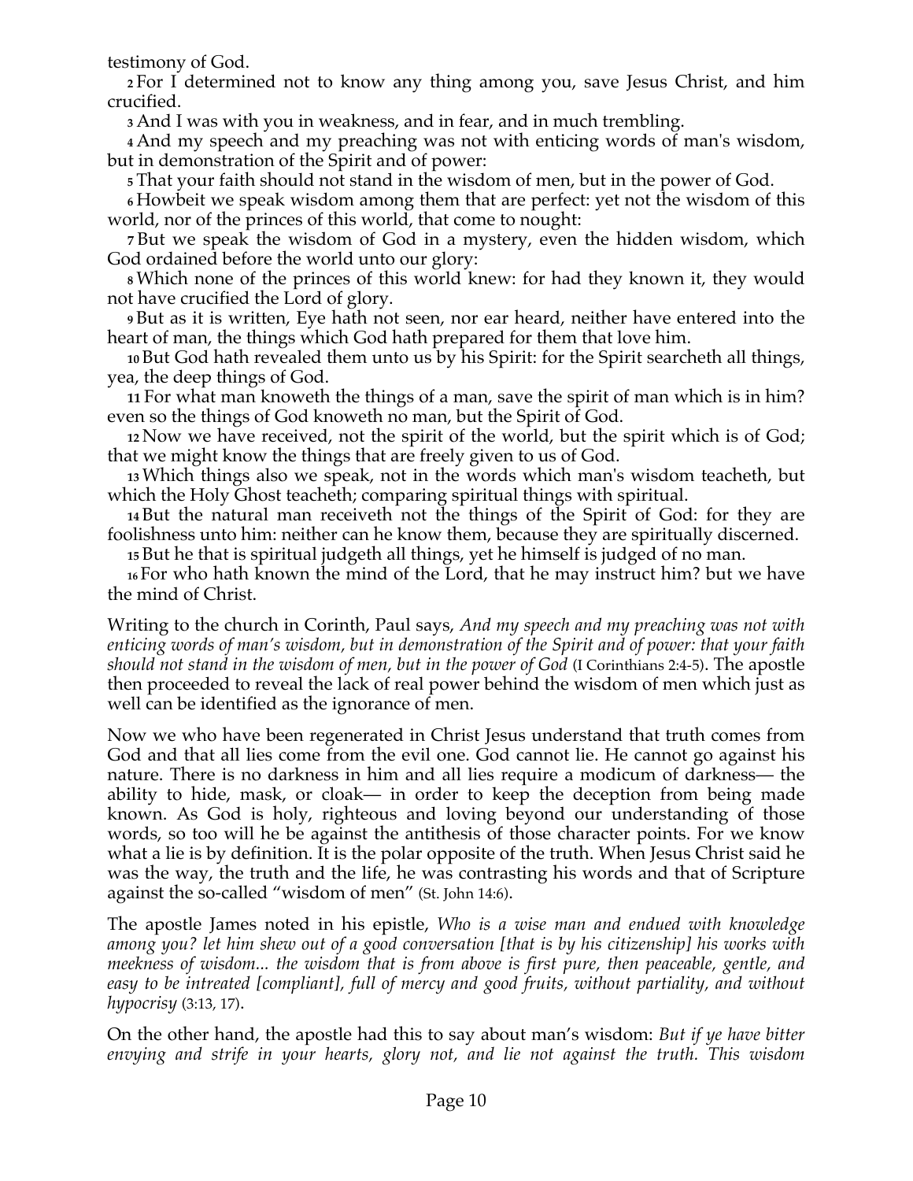testimony of God.

**2** For I determined not to know any thing among you, save Jesus Christ, and him crucified.

**3** And I was with you in weakness, and in fear, and in much trembling.

**4** And my speech and my preaching was not with enticing words of man's wisdom, but in demonstration of the Spirit and of power:

**5** That your faith should not stand in the wisdom of men, but in the power of God.

**6** Howbeit we speak wisdom among them that are perfect: yet not the wisdom of this world, nor of the princes of this world, that come to nought:

**7** But we speak the wisdom of God in a mystery, even the hidden wisdom, which God ordained before the world unto our glory:

**8** Which none of the princes of this world knew: for had they known it, they would not have crucified the Lord of glory.

**9** But as it is written, Eye hath not seen, nor ear heard, neither have entered into the heart of man, the things which God hath prepared for them that love him.

**10** But God hath revealed them unto us by his Spirit: for the Spirit searcheth all things, yea, the deep things of God.

**11** For what man knoweth the things of a man, save the spirit of man which is in him? even so the things of God knoweth no man, but the Spirit of God.

**12** Now we have received, not the spirit of the world, but the spirit which is of God; that we might know the things that are freely given to us of God.

**13** Which things also we speak, not in the words which man's wisdom teacheth, but which the Holy Ghost teacheth; comparing spiritual things with spiritual.

**14** But the natural man receiveth not the things of the Spirit of God: for they are foolishness unto him: neither can he know them, because they are spiritually discerned.

**15** But he that is spiritual judgeth all things, yet he himself is judged of no man.

**16** For who hath known the mind of the Lord, that he may instruct him? but we have the mind of Christ.

Writing to the church in Corinth, Paul says, *And my speech and my preaching was not with enticing words of man's wisdom, but in demonstration of the Spirit and of power: that your faith should not stand in the wisdom of men, but in the power of God* (I Corinthians 2:4-5). The apostle then proceeded to reveal the lack of real power behind the wisdom of men which just as well can be identified as the ignorance of men.

Now we who have been regenerated in Christ Jesus understand that truth comes from God and that all lies come from the evil one. God cannot lie. He cannot go against his nature. There is no darkness in him and all lies require a modicum of darkness— the ability to hide, mask, or cloak— in order to keep the deception from being made known. As God is holy, righteous and loving beyond our understanding of those words, so too will he be against the antithesis of those character points. For we know what a lie is by definition. It is the polar opposite of the truth. When Jesus Christ said he was the way, the truth and the life, he was contrasting his words and that of Scripture against the so-called "wisdom of men" (St. John 14:6).

The apostle James noted in his epistle, *Who is a wise man and endued with knowledge among you? let him shew out of a good conversation [that is by his citizenship] his works with meekness of wisdom... the wisdom that is from above is first pure, then peaceable, gentle, and easy to be intreated [compliant], full of mercy and good fruits, without partiality, and without hypocrisy* (3:13, 17).

On the other hand, the apostle had this to say about man's wisdom: *But if ye have bitter envying and strife in your hearts, glory not, and lie not against the truth. This wisdom*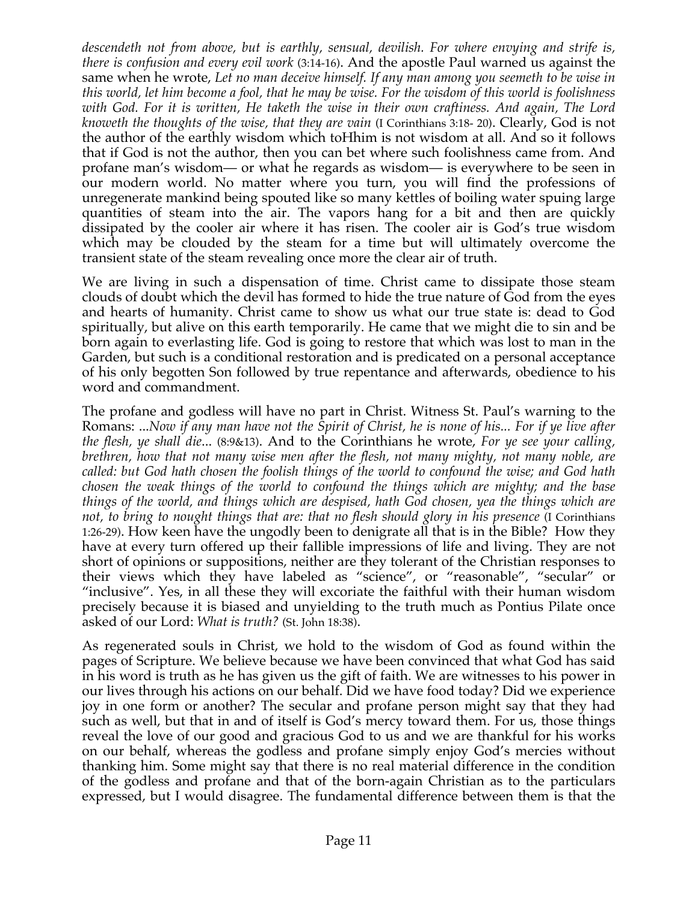*descendeth not from above, but is earthly, sensual, devilish. For where envying and strife is, there is confusion and every evil work* (3:14-16). And the apostle Paul warned us against the same when he wrote, *Let no man deceive himself. If any man among you seemeth to be wise in this world, let him become a fool, that he may be wise. For the wisdom of this world is foolishness with God. For it is written, He taketh the wise in their own craftiness. And again, The Lord knoweth the thoughts of the wise, that they are vain* (I Corinthians 3:18- 20). Clearly, God is not the author of the earthly wisdom which toHhim is not wisdom at all. And so it follows that if God is not the author, then you can bet where such foolishness came from. And profane man's wisdom— or what he regards as wisdom— is everywhere to be seen in our modern world. No matter where you turn, you will find the professions of unregenerate mankind being spouted like so many kettles of boiling water spuing large quantities of steam into the air. The vapors hang for a bit and then are quickly dissipated by the cooler air where it has risen. The cooler air is God's true wisdom which may be clouded by the steam for a time but will ultimately overcome the transient state of the steam revealing once more the clear air of truth.

We are living in such a dispensation of time. Christ came to dissipate those steam clouds of doubt which the devil has formed to hide the true nature of God from the eyes and hearts of humanity. Christ came to show us what our true state is: dead to God spiritually, but alive on this earth temporarily. He came that we might die to sin and be born again to everlasting life. God is going to restore that which was lost to man in the Garden, but such is a conditional restoration and is predicated on a personal acceptance of his only begotten Son followed by true repentance and afterwards, obedience to his word and commandment.

The profane and godless will have no part in Christ. Witness St. Paul's warning to the Romans: *...Now if any man have not the Spirit of Christ, he is none of his... For if ye live after the flesh, ye shall die...* (8:9&13). And to the Corinthians he wrote, *For ye see your calling, brethren, how that not many wise men after the flesh, not many mighty, not many noble, are called: but God hath chosen the foolish things of the world to confound the wise; and God hath chosen the weak things of the world to confound the things which are mighty; and the base things of the world, and things which are despised, hath God chosen, yea the things which are not, to bring to nought things that are: that no flesh should glory in his presence* (I Corinthians 1:26-29). How keen have the ungodly been to denigrate all that is in the Bible? How they have at every turn offered up their fallible impressions of life and living. They are not short of opinions or suppositions, neither are they tolerant of the Christian responses to their views which they have labeled as "science", or "reasonable", "secular" or "inclusive". Yes, in all these they will excoriate the faithful with their human wisdom precisely because it is biased and unyielding to the truth much as Pontius Pilate once asked of our Lord: *What is truth?* (St. John 18:38).

As regenerated souls in Christ, we hold to the wisdom of God as found within the pages of Scripture. We believe because we have been convinced that what God has said in his word is truth as he has given us the gift of faith. We are witnesses to his power in our lives through his actions on our behalf. Did we have food today? Did we experience joy in one form or another? The secular and profane person might say that they had such as well, but that in and of itself is God's mercy toward them. For us, those things reveal the love of our good and gracious God to us and we are thankful for his works on our behalf, whereas the godless and profane simply enjoy God's mercies without thanking him. Some might say that there is no real material difference in the condition of the godless and profane and that of the born-again Christian as to the particulars expressed, but I would disagree. The fundamental difference between them is that the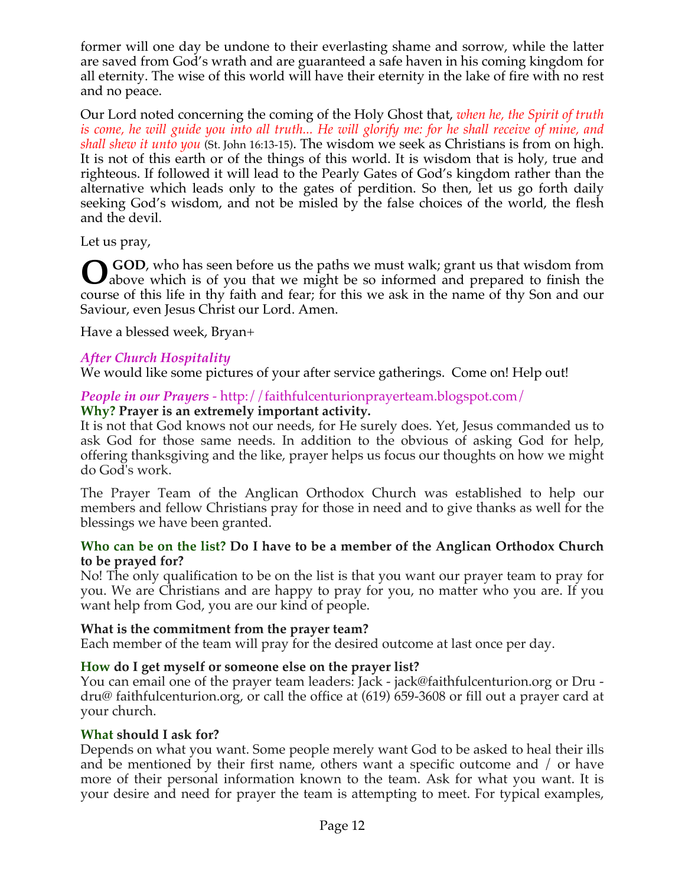former will one day be undone to their everlasting shame and sorrow, while the latter are saved from God's wrath and are guaranteed a safe haven in his coming kingdom for all eternity. The wise of this world will have their eternity in the lake of fire with no rest and no peace.

Our Lord noted concerning the coming of the Holy Ghost that, *when he, the Spirit of truth is come, he will guide you into all truth... He will glorify me: for he shall receive of mine, and shall shew it unto you* (St. John 16:13-15). The wisdom we seek as Christians is from on high. It is not of this earth or of the things of this world. It is wisdom that is holy, true and righteous. If followed it will lead to the Pearly Gates of God's kingdom rather than the alternative which leads only to the gates of perdition. So then, let us go forth daily seeking God's wisdom, and not be misled by the false choices of the world, the flesh and the devil.

Let us pray,

**O GOD**, who has seen before us the paths we must walk; grant us that wisdom from above which is of you that we might be so informed and prepared to finish the course of this life in thy faith and fear; for this we ask in the name of thy Son and our Saviour, even Jesus Christ our Lord. Amen.

Have a blessed week, Bryan+

### *After Church Hospitality*

We would like some pictures of your after service gatherings. Come on! Help out!

### *People in our Prayers* - http://faithfulcenturionprayerteam.blogspot.com/

**Why? Prayer is an extremely important activity.**

It is not that God knows not our needs, for He surely does. Yet, Jesus commanded us to ask God for those same needs. In addition to the obvious of asking God for help, offering thanksgiving and the like, prayer helps us focus our thoughts on how we might do God's work.

The Prayer Team of the Anglican Orthodox Church was established to help our members and fellow Christians pray for those in need and to give thanks as well for the blessings we have been granted.

**Who can be on the list? Do I have to be a member of the Anglican Orthodox Church to be prayed for?**

No! The only qualification to be on the list is that you want our prayer team to pray for you. We are Christians and are happy to pray for you, no matter who you are. If you want help from God, you are our kind of people.

**What is the commitment from the prayer team?**

Each member of the team will pray for the desired outcome at last once per day.

**How do I get myself or someone else on the prayer list?**

You can email one of the prayer team leaders: Jack - jack@faithfulcenturion.org or Dru - dru@ faithfulcenturion.org, or call the office at (619) 659-3608 or fill out a prayer card at your church.

**What should I ask for?**

Depends on what you want. Some people merely want God to be asked to heal their ills and be mentioned by their first name, others want a specific outcome and / or have more of their personal information known to the team. Ask for what you want. It is your desire and need for prayer the team is attempting to meet. For typical examples,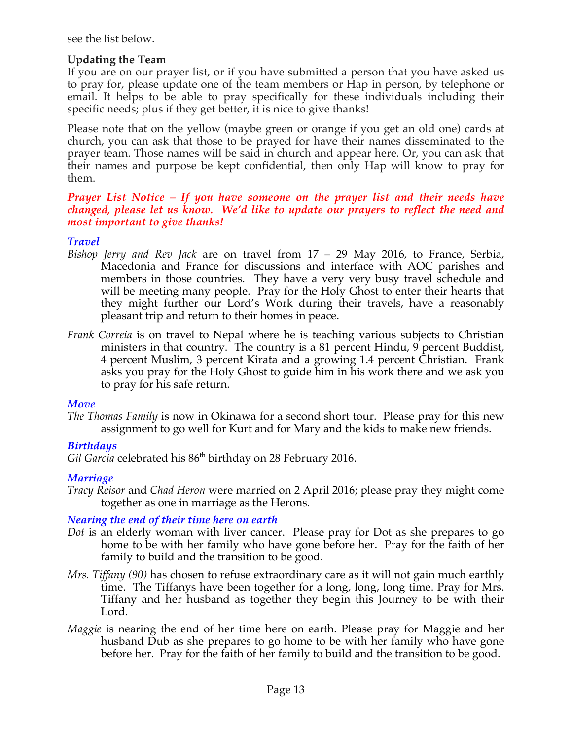see the list below.

**Updating the Team**

If you are on our prayer list, or if you have submitted a person that you have asked us to pray for, please update one of the team members or Hap in person, by telephone or email. It helps to be able to pray specifically for these individuals including their specific needs; plus if they get better, it is nice to give thanks!

Please note that on the yellow (maybe green or orange if you get an old one) cards at church, you can ask that those to be prayed for have their names disseminated to the prayer team. Those names will be said in church and appear here. Or, you can ask that their names and purpose be kept confidential, then only Hap will know to pray for them.

***Prayer List Notice – If you have someone on the prayer list and their needs have changed, please let us know. We'd like to update our prayers to reflect the need and most important to give thanks!***

***Travel***

*Bishop Jerry and Rev Jack* are on travel from 17 – 29 May 2016, to France, Serbia, Macedonia and France for discussions and interface with AOC parishes and members in those countries. They have a very very busy travel schedule and will be meeting many people. Pray for the Holy Ghost to enter their hearts that they might further our Lord's Work during their travels, have a reasonably pleasant trip and return to their homes in peace.

*Frank Correia* is on travel to Nepal where he is teaching various subjects to Christian ministers in that country. The country is a 81 percent Hindu, 9 percent Buddist, 4 percent Muslim, 3 percent Kirata and a growing 1.4 percent Christian. Frank asks you pray for the Holy Ghost to guide him in his work there and we ask you to pray for his safe return.

***Move***

*The Thomas Family* is now in Okinawa for a second short tour. Please pray for this new assignment to go well for Kurt and for Mary and the kids to make new friends.

***Birthdays***

*Gil Garcia* celebrated his 86th birthday on 28 February 2016.

***Marriage***

*Tracy Reisor* and *Chad Heron* were married on 2 April 2016; please pray they might come together as one in marriage as the Herons.

***Nearing the end of their time here on earth***

*Dot* is an elderly woman with liver cancer. Please pray for Dot as she prepares to go home to be with her family who have gone before her. Pray for the faith of her family to build and the transition to be good.

*Mrs. Tiffany (90)* has chosen to refuse extraordinary care as it will not gain much earthly time. The Tiffanys have been together for a long, long, long time. Pray for Mrs. Tiffany and her husband as together they begin this Journey to be with their Lord.

*Maggie* is nearing the end of her time here on earth. Please pray for Maggie and her husband Dub as she prepares to go home to be with her family who have gone before her. Pray for the faith of her family to build and the transition to be good.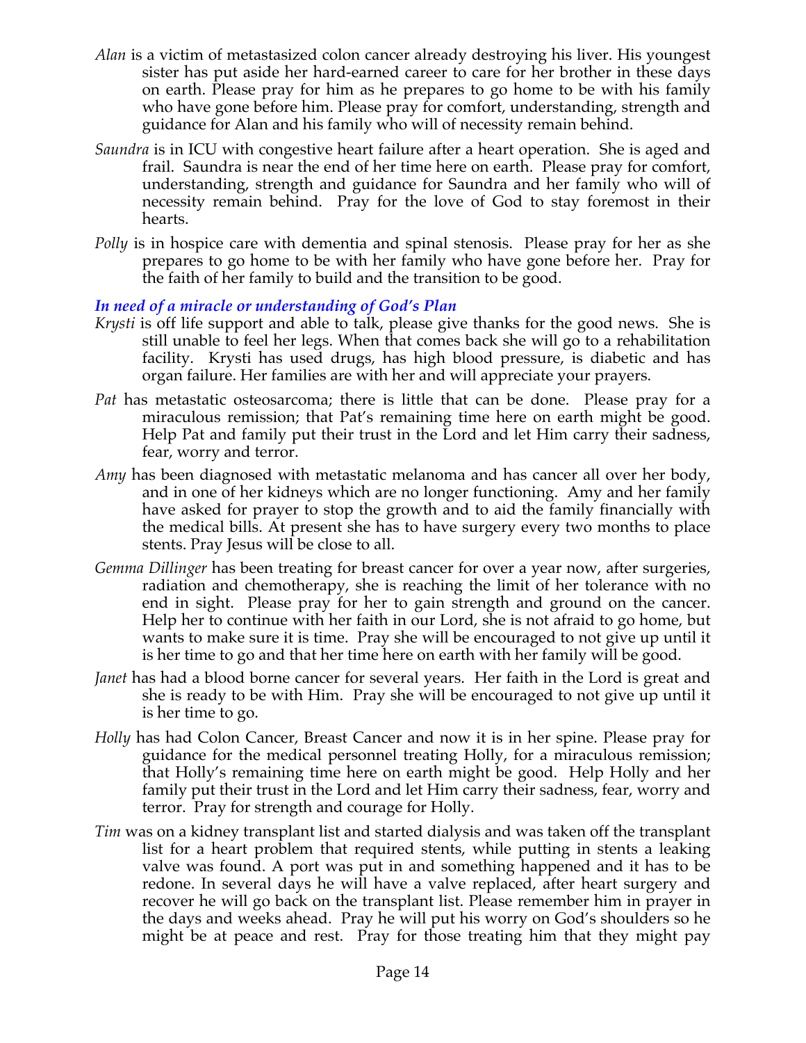*Alan* is a victim of metastasized colon cancer already destroying his liver. His youngest sister has put aside her hard-earned career to care for her brother in these days on earth. Please pray for him as he prepares to go home to be with his family who have gone before him. Please pray for comfort, understanding, strength and guidance for Alan and his family who will of necessity remain behind.

*Saundra* is in ICU with congestive heart failure after a heart operation. She is aged and frail. Saundra is near the end of her time here on earth. Please pray for comfort, understanding, strength and guidance for Saundra and her family who will of necessity remain behind. Pray for the love of God to stay foremost in their hearts.

*Polly* is in hospice care with dementia and spinal stenosis. Please pray for her as she prepares to go home to be with her family who have gone before her. Pray for the faith of her family to build and the transition to be good.

### *In need of a miracle or understanding of God's Plan*

*Krysti* is off life support and able to talk, please give thanks for the good news. She is still unable to feel her legs. When that comes back she will go to a rehabilitation facility. Krysti has used drugs, has high blood pressure, is diabetic and has organ failure. Her families are with her and will appreciate your prayers.

*Pat* has metastatic osteosarcoma; there is little that can be done. Please pray for a miraculous remission; that Pat's remaining time here on earth might be good. Help Pat and family put their trust in the Lord and let Him carry their sadness, fear, worry and terror.

*Amy* has been diagnosed with metastatic melanoma and has cancer all over her body, and in one of her kidneys which are no longer functioning. Amy and her family have asked for prayer to stop the growth and to aid the family financially with the medical bills. At present she has to have surgery every two months to place stents. Pray Jesus will be close to all.

*Gemma Dillinger* has been treating for breast cancer for over a year now, after surgeries, radiation and chemotherapy, she is reaching the limit of her tolerance with no end in sight. Please pray for her to gain strength and ground on the cancer. Help her to continue with her faith in our Lord, she is not afraid to go home, but wants to make sure it is time. Pray she will be encouraged to not give up until it is her time to go and that her time here on earth with her family will be good.

*Janet* has had a blood borne cancer for several years. Her faith in the Lord is great and she is ready to be with Him. Pray she will be encouraged to not give up until it is her time to go.

*Holly* has had Colon Cancer, Breast Cancer and now it is in her spine. Please pray for guidance for the medical personnel treating Holly, for a miraculous remission; that Holly's remaining time here on earth might be good. Help Holly and her family put their trust in the Lord and let Him carry their sadness, fear, worry and terror. Pray for strength and courage for Holly.

*Tim* was on a kidney transplant list and started dialysis and was taken off the transplant list for a heart problem that required stents, while putting in stents a leaking valve was found. A port was put in and something happened and it has to be redone. In several days he will have a valve replaced, after heart surgery and recover he will go back on the transplant list. Please remember him in prayer in the days and weeks ahead. Pray he will put his worry on God's shoulders so he might be at peace and rest. Pray for those treating him that they might pay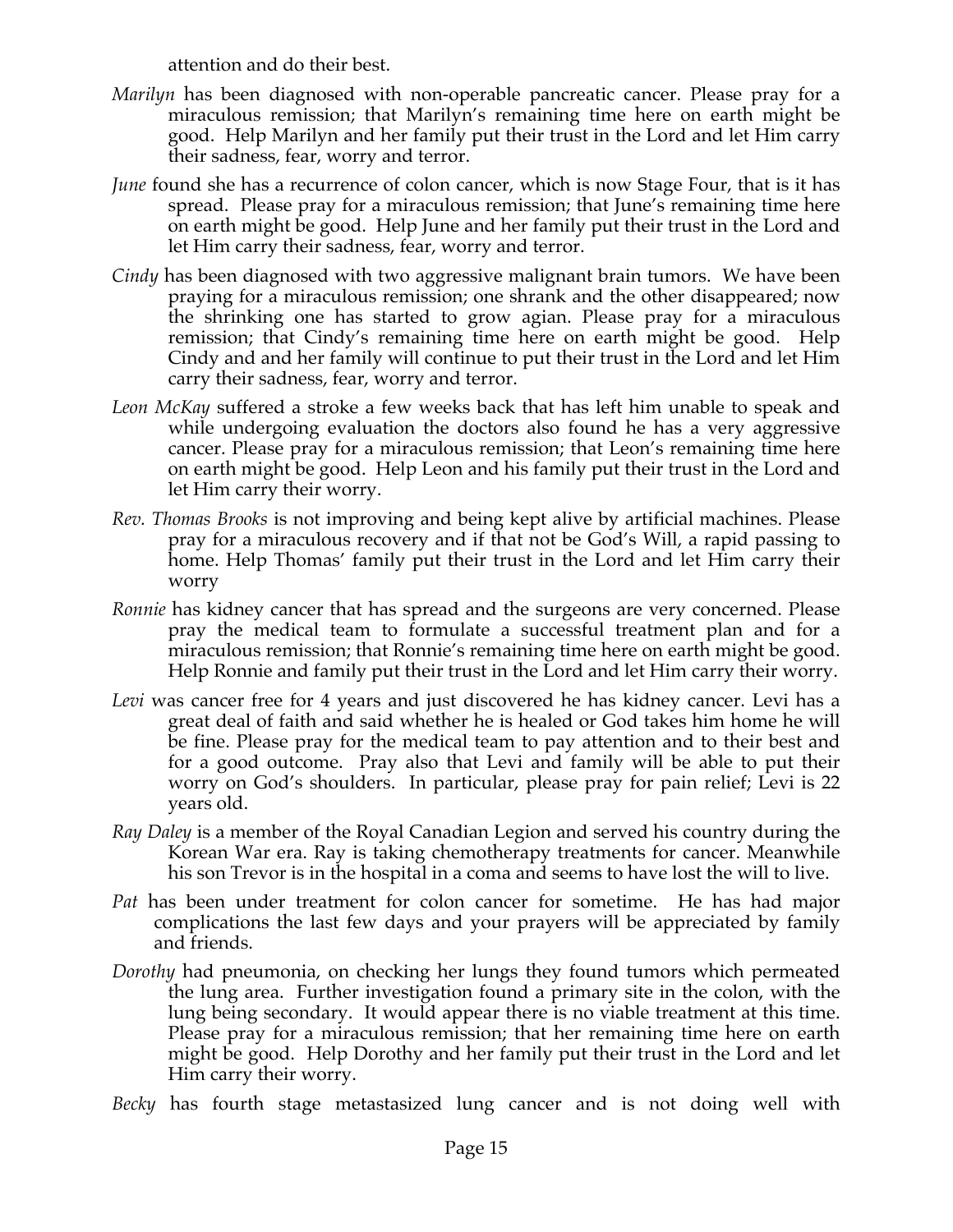attention and do their best.

*Marilyn* has been diagnosed with non-operable pancreatic cancer. Please pray for a miraculous remission; that Marilyn's remaining time here on earth might be good. Help Marilyn and her family put their trust in the Lord and let Him carry their sadness, fear, worry and terror.

*June* found she has a recurrence of colon cancer, which is now Stage Four, that is it has spread. Please pray for a miraculous remission; that June's remaining time here on earth might be good. Help June and her family put their trust in the Lord and let Him carry their sadness, fear, worry and terror.

*Cindy* has been diagnosed with two aggressive malignant brain tumors. We have been praying for a miraculous remission; one shrank and the other disappeared; now the shrinking one has started to grow agian. Please pray for a miraculous remission; that Cindy's remaining time here on earth might be good. Help Cindy and and her family will continue to put their trust in the Lord and let Him carry their sadness, fear, worry and terror.

*Leon McKay* suffered a stroke a few weeks back that has left him unable to speak and while undergoing evaluation the doctors also found he has a very aggressive cancer. Please pray for a miraculous remission; that Leon's remaining time here on earth might be good. Help Leon and his family put their trust in the Lord and let Him carry their worry.

*Rev. Thomas Brooks* is not improving and being kept alive by artificial machines. Please pray for a miraculous recovery and if that not be God's Will, a rapid passing to home. Help Thomas' family put their trust in the Lord and let Him carry their worry

*Ronnie* has kidney cancer that has spread and the surgeons are very concerned. Please pray the medical team to formulate a successful treatment plan and for a miraculous remission; that Ronnie's remaining time here on earth might be good. Help Ronnie and family put their trust in the Lord and let Him carry their worry.

*Levi* was cancer free for 4 years and just discovered he has kidney cancer. Levi has a great deal of faith and said whether he is healed or God takes him home he will be fine. Please pray for the medical team to pay attention and to their best and for a good outcome. Pray also that Levi and family will be able to put their worry on God's shoulders. In particular, please pray for pain relief; Levi is 22 years old.

*Ray Daley* is a member of the Royal Canadian Legion and served his country during the Korean War era. Ray is taking chemotherapy treatments for cancer. Meanwhile his son Trevor is in the hospital in a coma and seems to have lost the will to live.

*Pat* has been under treatment for colon cancer for sometime. He has had major complications the last few days and your prayers will be appreciated by family and friends.

*Dorothy* had pneumonia, on checking her lungs they found tumors which permeated the lung area. Further investigation found a primary site in the colon, with the lung being secondary. It would appear there is no viable treatment at this time. Please pray for a miraculous remission; that her remaining time here on earth might be good. Help Dorothy and her family put their trust in the Lord and let Him carry their worry.

*Becky* has fourth stage metastasized lung cancer and is not doing well with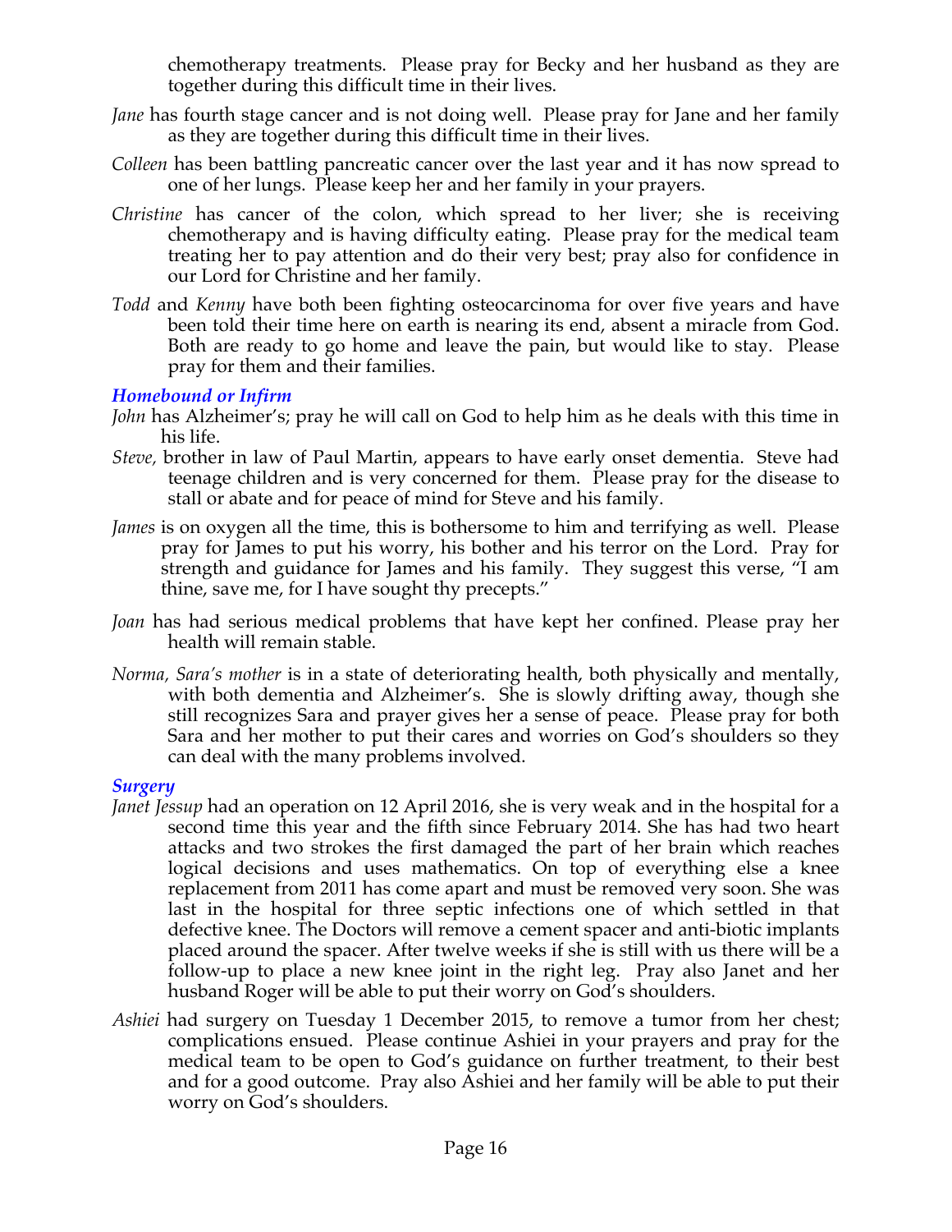chemotherapy treatments. Please pray for Becky and her husband as they are together during this difficult time in their lives.

*Jane* has fourth stage cancer and is not doing well. Please pray for Jane and her family as they are together during this difficult time in their lives.

*Colleen* has been battling pancreatic cancer over the last year and it has now spread to one of her lungs. Please keep her and her family in your prayers.

*Christine* has cancer of the colon, which spread to her liver; she is receiving chemotherapy and is having difficulty eating. Please pray for the medical team treating her to pay attention and do their very best; pray also for confidence in our Lord for Christine and her family.

*Todd* and *Kenny* have both been fighting osteocarcinoma for over five years and have been told their time here on earth is nearing its end, absent a miracle from God. Both are ready to go home and leave the pain, but would like to stay. Please pray for them and their families.

### *Homebound or Infirm*

*John* has Alzheimer's; pray he will call on God to help him as he deals with this time in his life.

*Steve,* brother in law of Paul Martin, appears to have early onset dementia. Steve had teenage children and is very concerned for them. Please pray for the disease to stall or abate and for peace of mind for Steve and his family.

*James* is on oxygen all the time, this is bothersome to him and terrifying as well. Please pray for James to put his worry, his bother and his terror on the Lord. Pray for strength and guidance for James and his family. They suggest this verse, "I am thine, save me, for I have sought thy precepts."

*Joan* has had serious medical problems that have kept her confined. Please pray her health will remain stable.

*Norma, Sara's mother* is in a state of deteriorating health, both physically and mentally, with both dementia and Alzheimer's. She is slowly drifting away, though she still recognizes Sara and prayer gives her a sense of peace. Please pray for both Sara and her mother to put their cares and worries on God's shoulders so they can deal with the many problems involved.

### *Surgery*

*Janet Jessup* had an operation on 12 April 2016, she is very weak and in the hospital for a second time this year and the fifth since February 2014. She has had two heart attacks and two strokes the first damaged the part of her brain which reaches logical decisions and uses mathematics. On top of everything else a knee replacement from 2011 has come apart and must be removed very soon. She was last in the hospital for three septic infections one of which settled in that defective knee. The Doctors will remove a cement spacer and anti-biotic implants placed around the spacer. After twelve weeks if she is still with us there will be a follow-up to place a new knee joint in the right leg. Pray also Janet and her husband Roger will be able to put their worry on God's shoulders.

*Ashiei* had surgery on Tuesday 1 December 2015, to remove a tumor from her chest; complications ensued. Please continue Ashiei in your prayers and pray for the medical team to be open to God's guidance on further treatment, to their best and for a good outcome. Pray also Ashiei and her family will be able to put their worry on God's shoulders.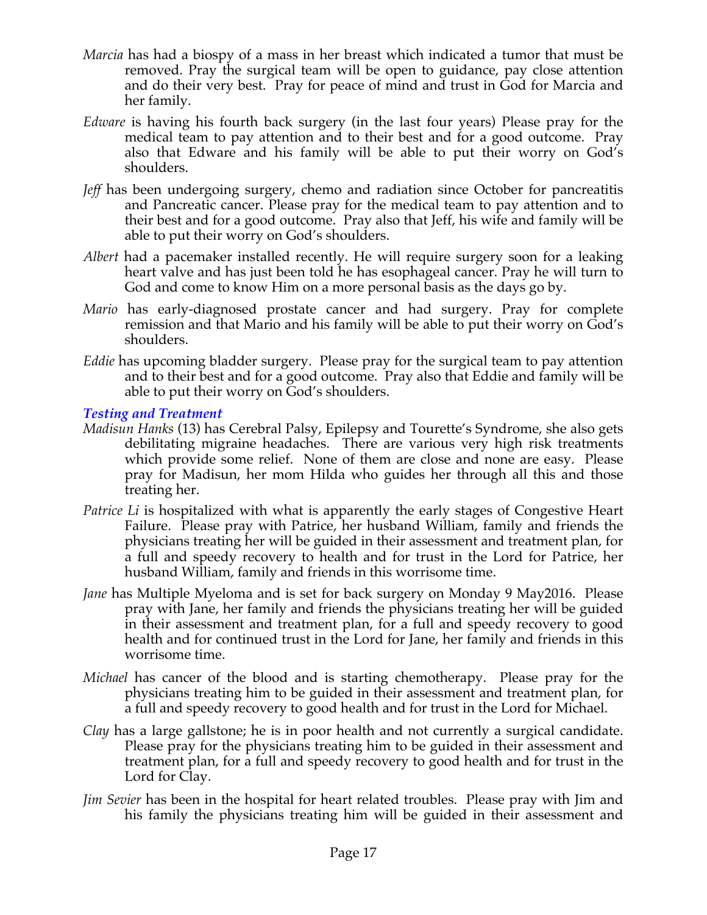*Marcia* has had a biospy of a mass in her breast which indicated a tumor that must be removed. Pray the surgical team will be open to guidance, pay close attention and do their very best. Pray for peace of mind and trust in God for Marcia and her family.

*Edware* is having his fourth back surgery (in the last four years) Please pray for the medical team to pay attention and to their best and for a good outcome. Pray also that Edware and his family will be able to put their worry on God's shoulders.

*Jeff* has been undergoing surgery, chemo and radiation since October for pancreatitis and Pancreatic cancer. Please pray for the medical team to pay attention and to their best and for a good outcome. Pray also that Jeff, his wife and family will be able to put their worry on God's shoulders.

*Albert* had a pacemaker installed recently. He will require surgery soon for a leaking heart valve and has just been told he has esophageal cancer. Pray he will turn to God and come to know Him on a more personal basis as the days go by.

*Mario* has early-diagnosed prostate cancer and had surgery. Pray for complete remission and that Mario and his family will be able to put their worry on God's shoulders.

*Eddie* has upcoming bladder surgery. Please pray for the surgical team to pay attention and to their best and for a good outcome. Pray also that Eddie and family will be able to put their worry on God's shoulders.

### *Testing and Treatment*

*Madisun Hanks* (13) has Cerebral Palsy, Epilepsy and Tourette's Syndrome, she also gets debilitating migraine headaches. There are various very high risk treatments which provide some relief. None of them are close and none are easy. Please pray for Madisun, her mom Hilda who guides her through all this and those treating her.

*Patrice Li* is hospitalized with what is apparently the early stages of Congestive Heart Failure. Please pray with Patrice, her husband William, family and friends the physicians treating her will be guided in their assessment and treatment plan, for a full and speedy recovery to health and for trust in the Lord for Patrice, her husband William, family and friends in this worrisome time.

*Jane* has Multiple Myeloma and is set for back surgery on Monday 9 May2016. Please pray with Jane, her family and friends the physicians treating her will be guided in their assessment and treatment plan, for a full and speedy recovery to good health and for continued trust in the Lord for Jane, her family and friends in this worrisome time.

*Michael* has cancer of the blood and is starting chemotherapy. Please pray for the physicians treating him to be guided in their assessment and treatment plan, for a full and speedy recovery to good health and for trust in the Lord for Michael.

*Clay* has a large gallstone; he is in poor health and not currently a surgical candidate. Please pray for the physicians treating him to be guided in their assessment and treatment plan, for a full and speedy recovery to good health and for trust in the Lord for Clay.

*Jim Sevier* has been in the hospital for heart related troubles. Please pray with Jim and his family the physicians treating him will be guided in their assessment and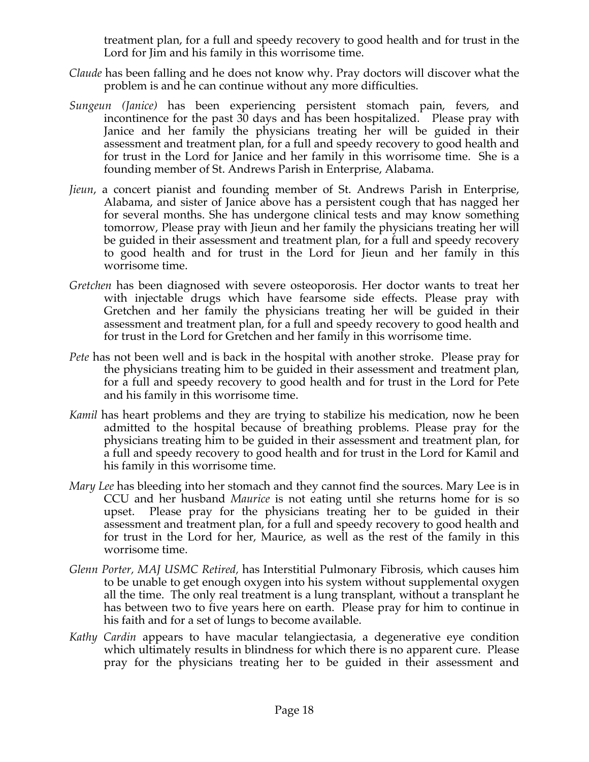treatment plan, for a full and speedy recovery to good health and for trust in the Lord for Jim and his family in this worrisome time.

*Claude* has been falling and he does not know why. Pray doctors will discover what the problem is and he can continue without any more difficulties.

*Sungeun (Janice)* has been experiencing persistent stomach pain, fevers, and incontinence for the past 30 days and has been hospitalized. Please pray with Janice and her family the physicians treating her will be guided in their assessment and treatment plan, for a full and speedy recovery to good health and for trust in the Lord for Janice and her family in this worrisome time. She is a founding member of St. Andrews Parish in Enterprise, Alabama.

*Jieun*, a concert pianist and founding member of St. Andrews Parish in Enterprise, Alabama, and sister of Janice above has a persistent cough that has nagged her for several months. She has undergone clinical tests and may know something tomorrow, Please pray with Jieun and her family the physicians treating her will be guided in their assessment and treatment plan, for a full and speedy recovery to good health and for trust in the Lord for Jieun and her family in this worrisome time.

*Gretchen* has been diagnosed with severe osteoporosis. Her doctor wants to treat her with injectable drugs which have fearsome side effects. Please pray with Gretchen and her family the physicians treating her will be guided in their assessment and treatment plan, for a full and speedy recovery to good health and for trust in the Lord for Gretchen and her family in this worrisome time.

*Pete* has not been well and is back in the hospital with another stroke. Please pray for the physicians treating him to be guided in their assessment and treatment plan, for a full and speedy recovery to good health and for trust in the Lord for Pete and his family in this worrisome time.

*Kamil* has heart problems and they are trying to stabilize his medication, now he been admitted to the hospital because of breathing problems. Please pray for the physicians treating him to be guided in their assessment and treatment plan, for a full and speedy recovery to good health and for trust in the Lord for Kamil and his family in this worrisome time.

*Mary Lee* has bleeding into her stomach and they cannot find the sources. Mary Lee is in CCU and her husband *Maurice* is not eating until she returns home for is so upset. Please pray for the physicians treating her to be guided in their assessment and treatment plan, for a full and speedy recovery to good health and for trust in the Lord for her, Maurice, as well as the rest of the family in this worrisome time.

*Glenn Porter, MAJ USMC Retired,* has Interstitial Pulmonary Fibrosis, which causes him to be unable to get enough oxygen into his system without supplemental oxygen all the time. The only real treatment is a lung transplant, without a transplant he has between two to five years here on earth. Please pray for him to continue in his faith and for a set of lungs to become available.

*Kathy Cardin* appears to have macular telangiectasia, a degenerative eye condition which ultimately results in blindness for which there is no apparent cure. Please pray for the physicians treating her to be guided in their assessment and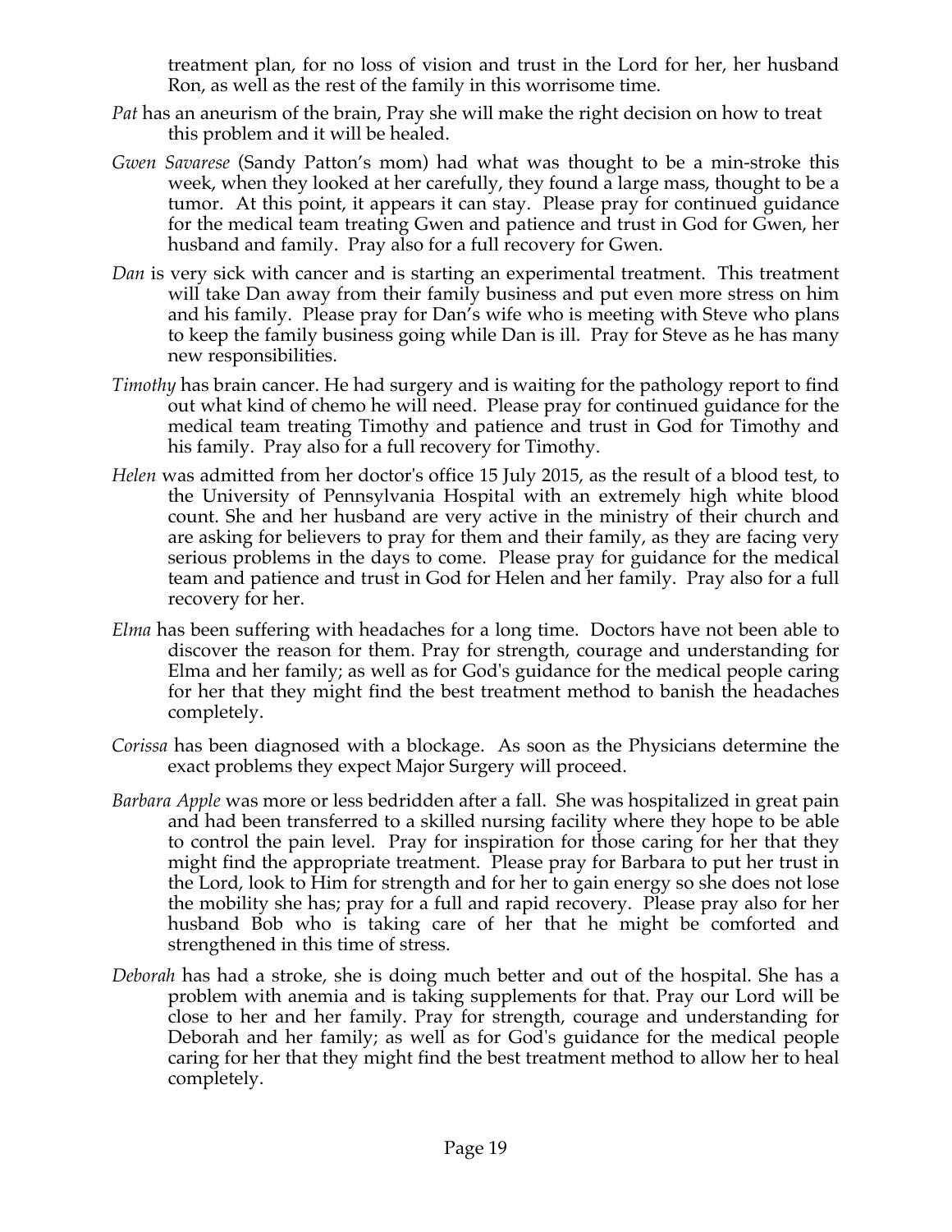treatment plan, for no loss of vision and trust in the Lord for her, her husband Ron, as well as the rest of the family in this worrisome time.

*Pat* has an aneurism of the brain, Pray she will make the right decision on how to treat this problem and it will be healed.

*Gwen Savarese* (Sandy Patton's mom) had what was thought to be a min-stroke this week, when they looked at her carefully, they found a large mass, thought to be a tumor. At this point, it appears it can stay. Please pray for continued guidance for the medical team treating Gwen and patience and trust in God for Gwen, her husband and family. Pray also for a full recovery for Gwen.

*Dan* is very sick with cancer and is starting an experimental treatment. This treatment will take Dan away from their family business and put even more stress on him and his family. Please pray for Dan's wife who is meeting with Steve who plans to keep the family business going while Dan is ill. Pray for Steve as he has many new responsibilities.

*Timothy* has brain cancer. He had surgery and is waiting for the pathology report to find out what kind of chemo he will need. Please pray for continued guidance for the medical team treating Timothy and patience and trust in God for Timothy and his family. Pray also for a full recovery for Timothy.

*Helen* was admitted from her doctor's office 15 July 2015, as the result of a blood test, to the University of Pennsylvania Hospital with an extremely high white blood count. She and her husband are very active in the ministry of their church and are asking for believers to pray for them and their family, as they are facing very serious problems in the days to come. Please pray for guidance for the medical team and patience and trust in God for Helen and her family. Pray also for a full recovery for her.

*Elma* has been suffering with headaches for a long time. Doctors have not been able to discover the reason for them. Pray for strength, courage and understanding for Elma and her family; as well as for God's guidance for the medical people caring for her that they might find the best treatment method to banish the headaches completely.

*Corissa* has been diagnosed with a blockage. As soon as the Physicians determine the exact problems they expect Major Surgery will proceed.

*Barbara Apple* was more or less bedridden after a fall. She was hospitalized in great pain and had been transferred to a skilled nursing facility where they hope to be able to control the pain level. Pray for inspiration for those caring for her that they might find the appropriate treatment. Please pray for Barbara to put her trust in the Lord, look to Him for strength and for her to gain energy so she does not lose the mobility she has; pray for a full and rapid recovery. Please pray also for her husband Bob who is taking care of her that he might be comforted and strengthened in this time of stress.

*Deborah* has had a stroke, she is doing much better and out of the hospital. She has a problem with anemia and is taking supplements for that. Pray our Lord will be close to her and her family. Pray for strength, courage and understanding for Deborah and her family; as well as for God's guidance for the medical people caring for her that they might find the best treatment method to allow her to heal completely.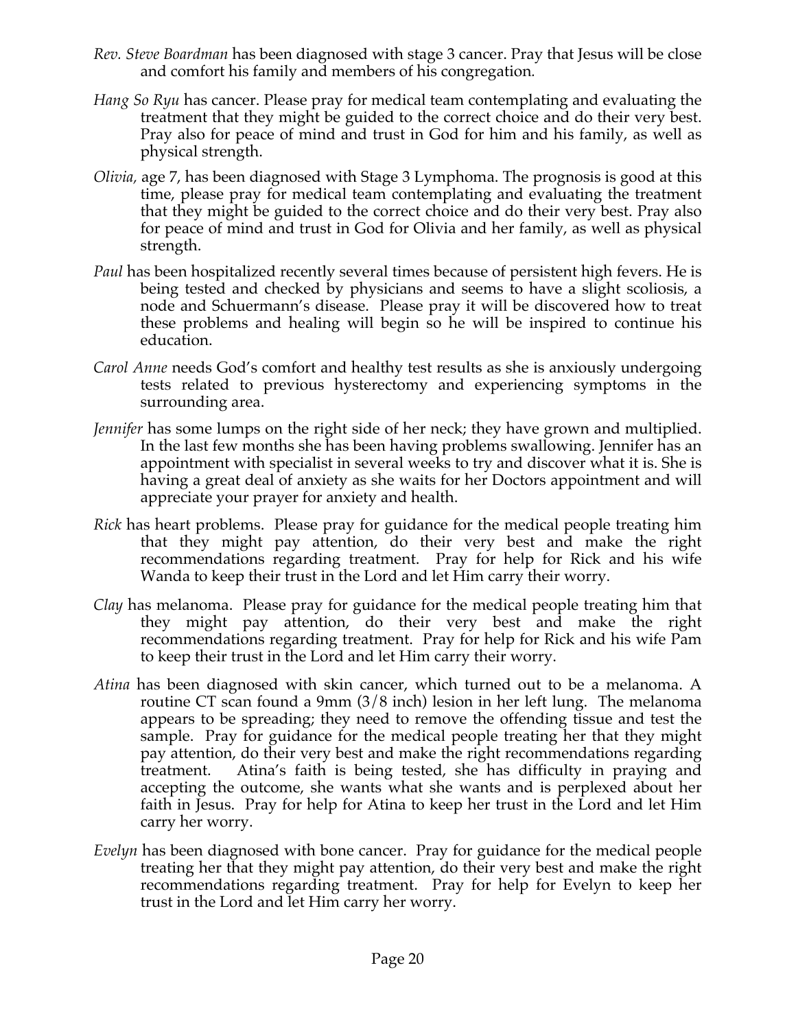*Rev. Steve Boardman* has been diagnosed with stage 3 cancer. Pray that Jesus will be close and comfort his family and members of his congregation.

*Hang So Ryu* has cancer. Please pray for medical team contemplating and evaluating the treatment that they might be guided to the correct choice and do their very best. Pray also for peace of mind and trust in God for him and his family, as well as physical strength.

*Olivia,* age 7, has been diagnosed with Stage 3 Lymphoma. The prognosis is good at this time, please pray for medical team contemplating and evaluating the treatment that they might be guided to the correct choice and do their very best. Pray also for peace of mind and trust in God for Olivia and her family, as well as physical strength.

*Paul* has been hospitalized recently several times because of persistent high fevers. He is being tested and checked by physicians and seems to have a slight scoliosis, a node and Schuermann's disease. Please pray it will be discovered how to treat these problems and healing will begin so he will be inspired to continue his education.

*Carol Anne* needs God's comfort and healthy test results as she is anxiously undergoing tests related to previous hysterectomy and experiencing symptoms in the surrounding area.

*Jennifer* has some lumps on the right side of her neck; they have grown and multiplied. In the last few months she has been having problems swallowing. Jennifer has an appointment with specialist in several weeks to try and discover what it is. She is having a great deal of anxiety as she waits for her Doctors appointment and will appreciate your prayer for anxiety and health.

*Rick* has heart problems. Please pray for guidance for the medical people treating him that they might pay attention, do their very best and make the right recommendations regarding treatment. Pray for help for Rick and his wife Wanda to keep their trust in the Lord and let Him carry their worry.

*Clay* has melanoma. Please pray for guidance for the medical people treating him that they might pay attention, do their very best and make the right recommendations regarding treatment. Pray for help for Rick and his wife Pam to keep their trust in the Lord and let Him carry their worry.

*Atina* has been diagnosed with skin cancer, which turned out to be a melanoma. A routine CT scan found a 9mm (3/8 inch) lesion in her left lung. The melanoma appears to be spreading; they need to remove the offending tissue and test the sample. Pray for guidance for the medical people treating her that they might pay attention, do their very best and make the right recommendations regarding treatment. Atina's faith is being tested, she has difficulty in praying and accepting the outcome, she wants what she wants and is perplexed about her faith in Jesus. Pray for help for Atina to keep her trust in the Lord and let Him carry her worry.

*Evelyn* has been diagnosed with bone cancer. Pray for guidance for the medical people treating her that they might pay attention, do their very best and make the right recommendations regarding treatment. Pray for help for Evelyn to keep her trust in the Lord and let Him carry her worry.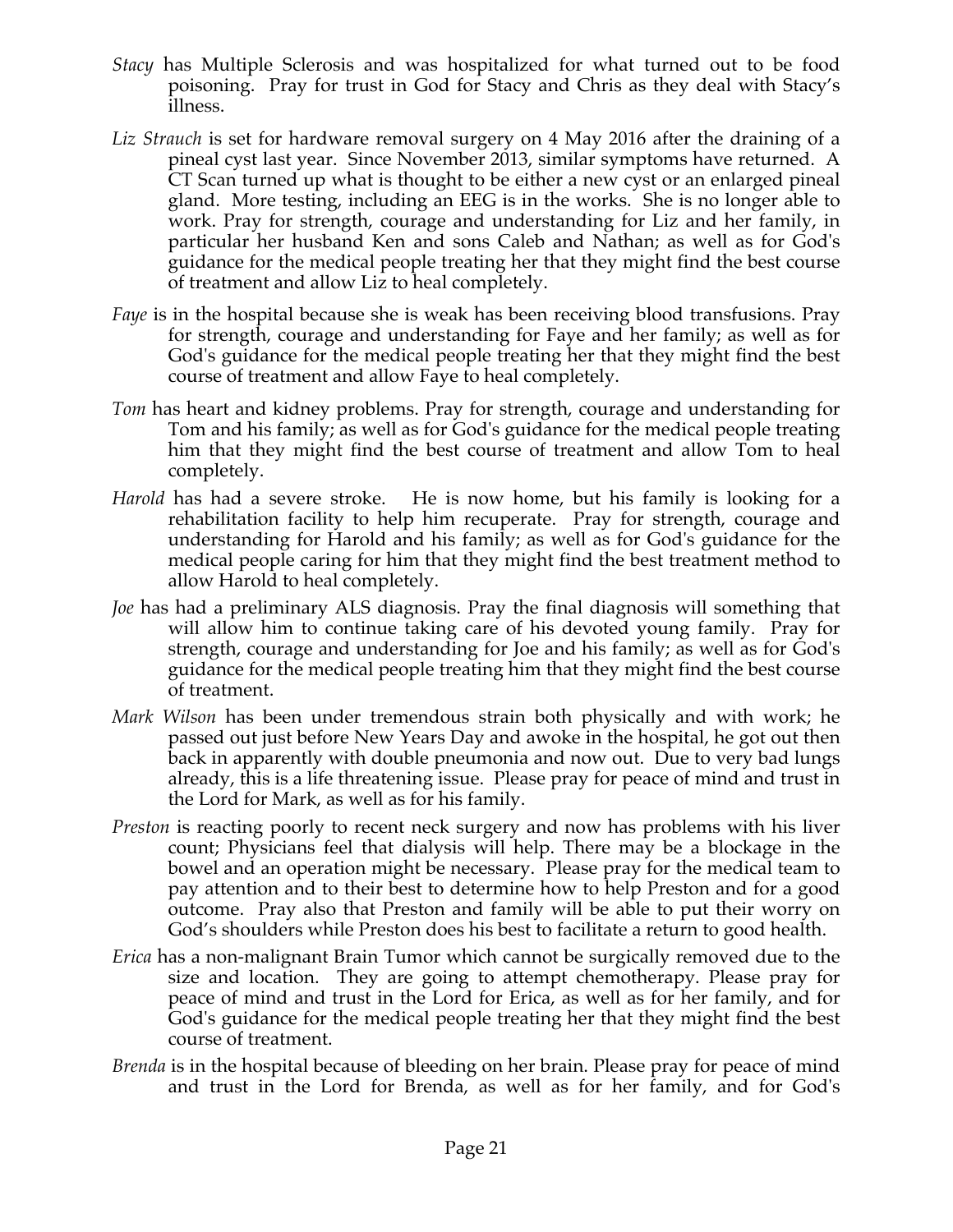*Stacy* has Multiple Sclerosis and was hospitalized for what turned out to be food poisoning. Pray for trust in God for Stacy and Chris as they deal with Stacy's illness.

*Liz Strauch* is set for hardware removal surgery on 4 May 2016 after the draining of a pineal cyst last year. Since November 2013, similar symptoms have returned. A CT Scan turned up what is thought to be either a new cyst or an enlarged pineal gland. More testing, including an EEG is in the works. She is no longer able to work. Pray for strength, courage and understanding for Liz and her family, in particular her husband Ken and sons Caleb and Nathan; as well as for God's guidance for the medical people treating her that they might find the best course of treatment and allow Liz to heal completely.

*Faye* is in the hospital because she is weak has been receiving blood transfusions. Pray for strength, courage and understanding for Faye and her family; as well as for God's guidance for the medical people treating her that they might find the best course of treatment and allow Faye to heal completely.

*Tom* has heart and kidney problems. Pray for strength, courage and understanding for Tom and his family; as well as for God's guidance for the medical people treating him that they might find the best course of treatment and allow Tom to heal completely.

*Harold* has had a severe stroke. He is now home, but his family is looking for a rehabilitation facility to help him recuperate. Pray for strength, courage and understanding for Harold and his family; as well as for God's guidance for the medical people caring for him that they might find the best treatment method to allow Harold to heal completely.

*Joe* has had a preliminary ALS diagnosis. Pray the final diagnosis will something that will allow him to continue taking care of his devoted young family. Pray for strength, courage and understanding for Joe and his family; as well as for God's guidance for the medical people treating him that they might find the best course of treatment.

*Mark Wilson* has been under tremendous strain both physically and with work; he passed out just before New Years Day and awoke in the hospital, he got out then back in apparently with double pneumonia and now out. Due to very bad lungs already, this is a life threatening issue. Please pray for peace of mind and trust in the Lord for Mark, as well as for his family.

*Preston* is reacting poorly to recent neck surgery and now has problems with his liver count; Physicians feel that dialysis will help. There may be a blockage in the bowel and an operation might be necessary. Please pray for the medical team to pay attention and to their best to determine how to help Preston and for a good outcome. Pray also that Preston and family will be able to put their worry on God's shoulders while Preston does his best to facilitate a return to good health.

*Erica* has a non-malignant Brain Tumor which cannot be surgically removed due to the size and location. They are going to attempt chemotherapy. Please pray for peace of mind and trust in the Lord for Erica, as well as for her family, and for God's guidance for the medical people treating her that they might find the best course of treatment.

*Brenda* is in the hospital because of bleeding on her brain. Please pray for peace of mind and trust in the Lord for Brenda, as well as for her family, and for God's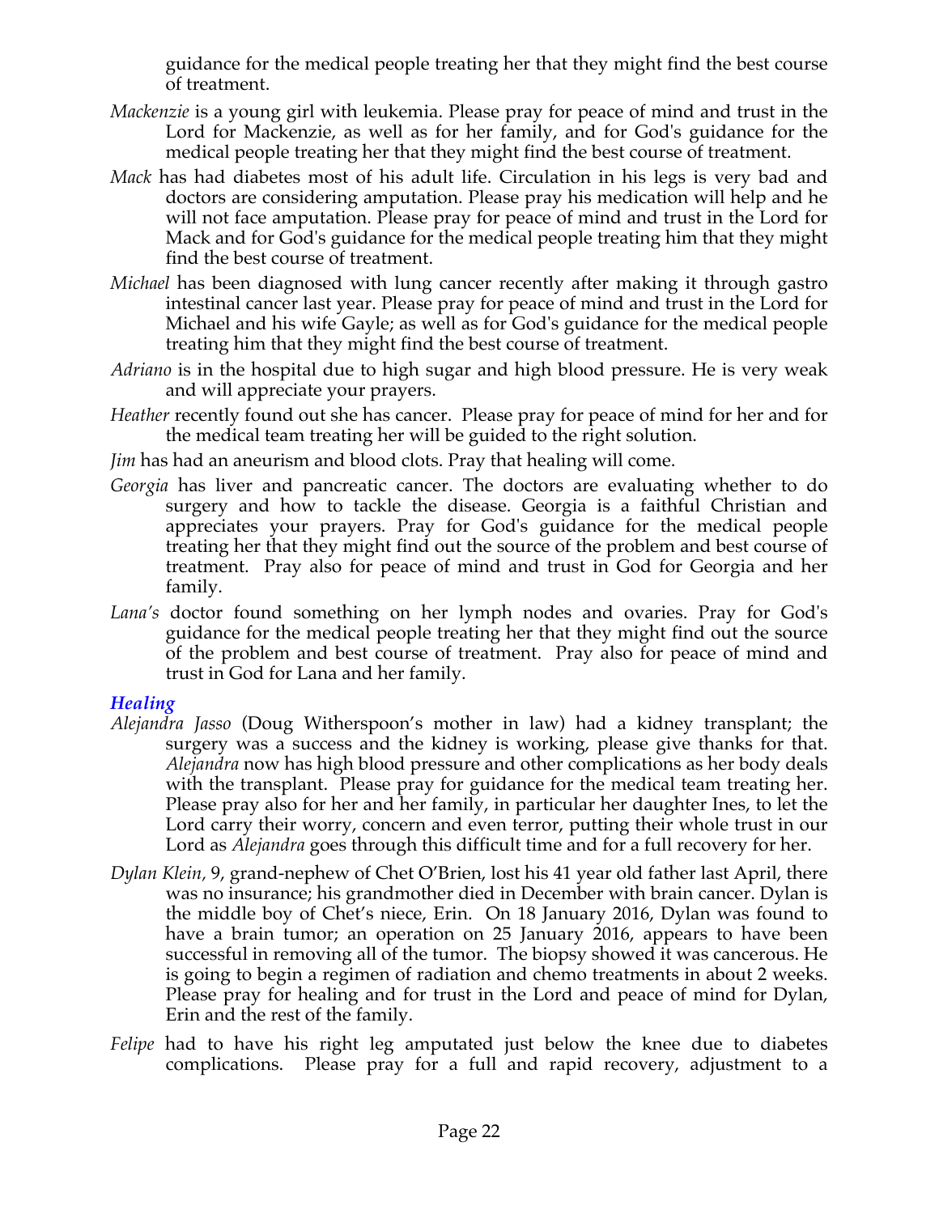guidance for the medical people treating her that they might find the best course of treatment.

*Mackenzie* is a young girl with leukemia. Please pray for peace of mind and trust in the Lord for Mackenzie, as well as for her family, and for God's guidance for the medical people treating her that they might find the best course of treatment.

*Mack* has had diabetes most of his adult life. Circulation in his legs is very bad and doctors are considering amputation. Please pray his medication will help and he will not face amputation. Please pray for peace of mind and trust in the Lord for Mack and for God's guidance for the medical people treating him that they might find the best course of treatment.

*Michael* has been diagnosed with lung cancer recently after making it through gastro intestinal cancer last year. Please pray for peace of mind and trust in the Lord for Michael and his wife Gayle; as well as for God's guidance for the medical people treating him that they might find the best course of treatment.

*Adriano* is in the hospital due to high sugar and high blood pressure. He is very weak and will appreciate your prayers.

*Heather* recently found out she has cancer. Please pray for peace of mind for her and for the medical team treating her will be guided to the right solution.

*Jim* has had an aneurism and blood clots. Pray that healing will come.

*Georgia* has liver and pancreatic cancer. The doctors are evaluating whether to do surgery and how to tackle the disease. Georgia is a faithful Christian and appreciates your prayers. Pray for God's guidance for the medical people treating her that they might find out the source of the problem and best course of treatment. Pray also for peace of mind and trust in God for Georgia and her family.

*Lana's* doctor found something on her lymph nodes and ovaries. Pray for God's guidance for the medical people treating her that they might find out the source of the problem and best course of treatment. Pray also for peace of mind and trust in God for Lana and her family.

## *Healing*

*Alejandra Jasso* (Doug Witherspoon's mother in law) had a kidney transplant; the surgery was a success and the kidney is working, please give thanks for that. *Alejandra* now has high blood pressure and other complications as her body deals with the transplant. Please pray for guidance for the medical team treating her. Please pray also for her and her family, in particular her daughter Ines, to let the Lord carry their worry, concern and even terror, putting their whole trust in our Lord as *Alejandra* goes through this difficult time and for a full recovery for her.

*Dylan Klein,* 9, grand-nephew of Chet O'Brien, lost his 41 year old father last April, there was no insurance; his grandmother died in December with brain cancer. Dylan is the middle boy of Chet's niece, Erin. On 18 January 2016, Dylan was found to have a brain tumor; an operation on 25 January 2016, appears to have been successful in removing all of the tumor. The biopsy showed it was cancerous. He is going to begin a regimen of radiation and chemo treatments in about 2 weeks. Please pray for healing and for trust in the Lord and peace of mind for Dylan, Erin and the rest of the family.

*Felipe* had to have his right leg amputated just below the knee due to diabetes complications. Please pray for a full and rapid recovery, adjustment to a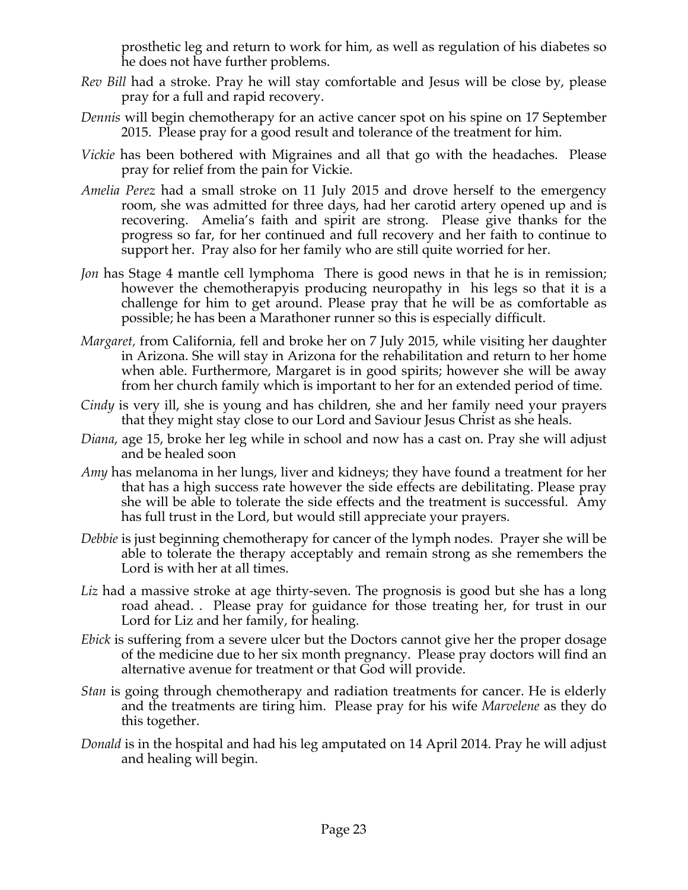prosthetic leg and return to work for him, as well as regulation of his diabetes so he does not have further problems.

*Rev Bill* had a stroke. Pray he will stay comfortable and Jesus will be close by, please pray for a full and rapid recovery.

*Dennis* will begin chemotherapy for an active cancer spot on his spine on 17 September 2015. Please pray for a good result and tolerance of the treatment for him.

*Vickie* has been bothered with Migraines and all that go with the headaches. Please pray for relief from the pain for Vickie.

*Amelia Perez* had a small stroke on 11 July 2015 and drove herself to the emergency room, she was admitted for three days, had her carotid artery opened up and is recovering. Amelia's faith and spirit are strong. Please give thanks for the progress so far, for her continued and full recovery and her faith to continue to support her. Pray also for her family who are still quite worried for her.

*Jon* has Stage 4 mantle cell lymphoma There is good news in that he is in remission; however the chemotherapyis producing neuropathy in his legs so that it is a challenge for him to get around. Please pray that he will be as comfortable as possible; he has been a Marathoner runner so this is especially difficult.

*Margaret,* from California, fell and broke her on 7 July 2015, while visiting her daughter in Arizona. She will stay in Arizona for the rehabilitation and return to her home when able. Furthermore, Margaret is in good spirits; however she will be away from her church family which is important to her for an extended period of time.

*Cindy* is very ill, she is young and has children, she and her family need your prayers that they might stay close to our Lord and Saviour Jesus Christ as she heals.

*Diana*, age 15, broke her leg while in school and now has a cast on. Pray she will adjust and be healed soon

*Amy* has melanoma in her lungs, liver and kidneys; they have found a treatment for her that has a high success rate however the side effects are debilitating. Please pray she will be able to tolerate the side effects and the treatment is successful. Amy has full trust in the Lord, but would still appreciate your prayers.

*Debbie* is just beginning chemotherapy for cancer of the lymph nodes. Prayer she will be able to tolerate the therapy acceptably and remain strong as she remembers the Lord is with her at all times.

*Liz* had a massive stroke at age thirty-seven. The prognosis is good but she has a long road ahead. . Please pray for guidance for those treating her, for trust in our Lord for Liz and her family, for healing.

*Ebick* is suffering from a severe ulcer but the Doctors cannot give her the proper dosage of the medicine due to her six month pregnancy. Please pray doctors will find an alternative avenue for treatment or that God will provide.

*Stan* is going through chemotherapy and radiation treatments for cancer. He is elderly and the treatments are tiring him. Please pray for his wife *Marvelene* as they do this together.

*Donald* is in the hospital and had his leg amputated on 14 April 2014. Pray he will adjust and healing will begin.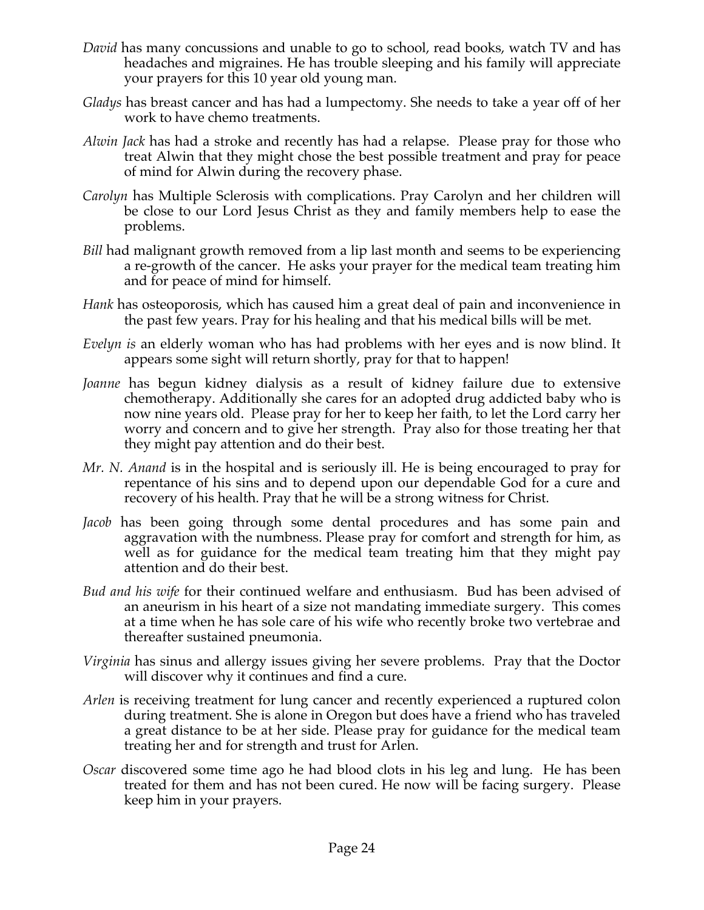*David* has many concussions and unable to go to school, read books, watch TV and has headaches and migraines. He has trouble sleeping and his family will appreciate your prayers for this 10 year old young man.

*Gladys* has breast cancer and has had a lumpectomy. She needs to take a year off of her work to have chemo treatments.

*Alwin Jack* has had a stroke and recently has had a relapse. Please pray for those who treat Alwin that they might chose the best possible treatment and pray for peace of mind for Alwin during the recovery phase.

*Carolyn* has Multiple Sclerosis with complications. Pray Carolyn and her children will be close to our Lord Jesus Christ as they and family members help to ease the problems.

*Bill* had malignant growth removed from a lip last month and seems to be experiencing a re-growth of the cancer. He asks your prayer for the medical team treating him and for peace of mind for himself.

*Hank* has osteoporosis, which has caused him a great deal of pain and inconvenience in the past few years. Pray for his healing and that his medical bills will be met.

*Evelyn is* an elderly woman who has had problems with her eyes and is now blind. It appears some sight will return shortly, pray for that to happen!

*Joanne* has begun kidney dialysis as a result of kidney failure due to extensive chemotherapy. Additionally she cares for an adopted drug addicted baby who is now nine years old. Please pray for her to keep her faith, to let the Lord carry her worry and concern and to give her strength. Pray also for those treating her that they might pay attention and do their best.

*Mr. N. Anand* is in the hospital and is seriously ill. He is being encouraged to pray for repentance of his sins and to depend upon our dependable God for a cure and recovery of his health. Pray that he will be a strong witness for Christ.

*Jacob* has been going through some dental procedures and has some pain and aggravation with the numbness. Please pray for comfort and strength for him, as well as for guidance for the medical team treating him that they might pay attention and do their best.

*Bud and his wife* for their continued welfare and enthusiasm. Bud has been advised of an aneurism in his heart of a size not mandating immediate surgery. This comes at a time when he has sole care of his wife who recently broke two vertebrae and thereafter sustained pneumonia.

*Virginia* has sinus and allergy issues giving her severe problems. Pray that the Doctor will discover why it continues and find a cure.

*Arlen* is receiving treatment for lung cancer and recently experienced a ruptured colon during treatment. She is alone in Oregon but does have a friend who has traveled a great distance to be at her side. Please pray for guidance for the medical team treating her and for strength and trust for Arlen.

*Oscar* discovered some time ago he had blood clots in his leg and lung. He has been treated for them and has not been cured. He now will be facing surgery. Please keep him in your prayers.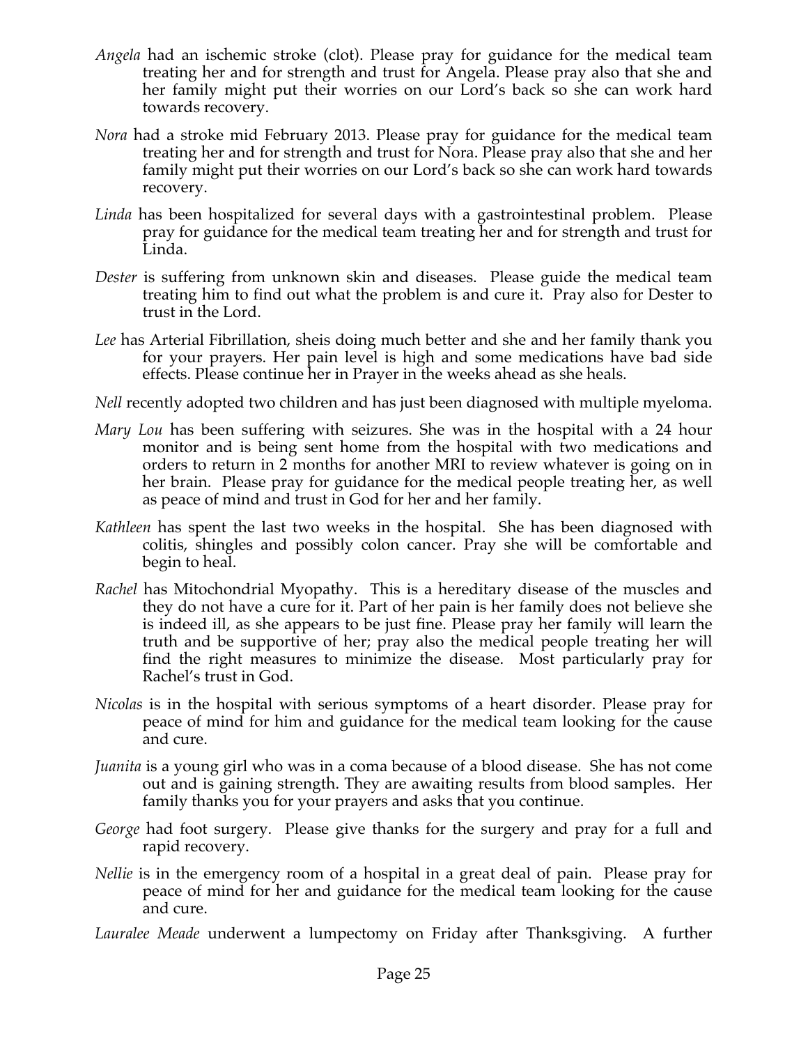*Angela* had an ischemic stroke (clot). Please pray for guidance for the medical team treating her and for strength and trust for Angela. Please pray also that she and her family might put their worries on our Lord's back so she can work hard towards recovery.

*Nora* had a stroke mid February 2013. Please pray for guidance for the medical team treating her and for strength and trust for Nora. Please pray also that she and her family might put their worries on our Lord's back so she can work hard towards recovery.

*Linda* has been hospitalized for several days with a gastrointestinal problem. Please pray for guidance for the medical team treating her and for strength and trust for Linda.

*Dester* is suffering from unknown skin and diseases. Please guide the medical team treating him to find out what the problem is and cure it. Pray also for Dester to trust in the Lord.

*Lee* has Arterial Fibrillation, sheis doing much better and she and her family thank you for your prayers. Her pain level is high and some medications have bad side effects. Please continue her in Prayer in the weeks ahead as she heals.

*Nell* recently adopted two children and has just been diagnosed with multiple myeloma.

*Mary Lou* has been suffering with seizures. She was in the hospital with a 24 hour monitor and is being sent home from the hospital with two medications and orders to return in 2 months for another MRI to review whatever is going on in her brain. Please pray for guidance for the medical people treating her, as well as peace of mind and trust in God for her and her family.

*Kathleen* has spent the last two weeks in the hospital. She has been diagnosed with colitis, shingles and possibly colon cancer. Pray she will be comfortable and begin to heal.

*Rachel* has Mitochondrial Myopathy. This is a hereditary disease of the muscles and they do not have a cure for it. Part of her pain is her family does not believe she is indeed ill, as she appears to be just fine. Please pray her family will learn the truth and be supportive of her; pray also the medical people treating her will find the right measures to minimize the disease. Most particularly pray for Rachel's trust in God.

*Nicolas* is in the hospital with serious symptoms of a heart disorder. Please pray for peace of mind for him and guidance for the medical team looking for the cause and cure.

*Juanita* is a young girl who was in a coma because of a blood disease. She has not come out and is gaining strength. They are awaiting results from blood samples. Her family thanks you for your prayers and asks that you continue.

*George* had foot surgery. Please give thanks for the surgery and pray for a full and rapid recovery.

*Nellie* is in the emergency room of a hospital in a great deal of pain. Please pray for peace of mind for her and guidance for the medical team looking for the cause and cure.

*Lauralee Meade* underwent a lumpectomy on Friday after Thanksgiving. A further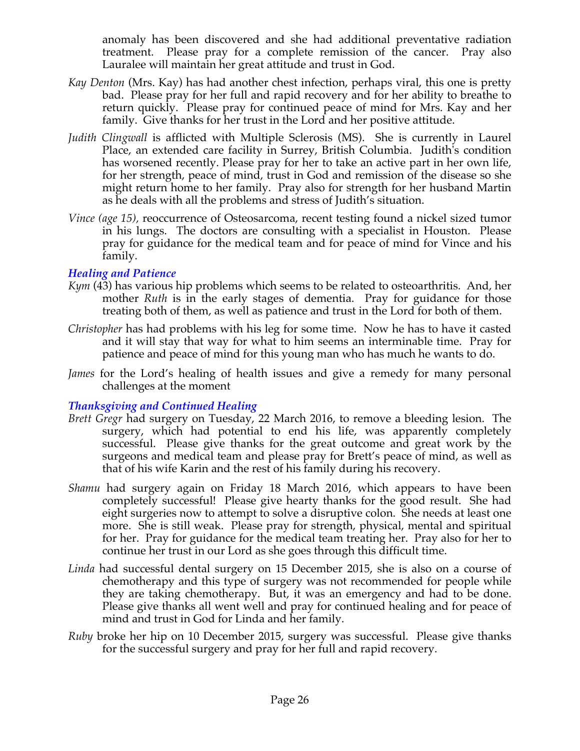anomaly has been discovered and she had additional preventative radiation treatment. Please pray for a complete remission of the cancer. Pray also Lauralee will maintain her great attitude and trust in God.

*Kay Denton* (Mrs. Kay) has had another chest infection, perhaps viral, this one is pretty bad. Please pray for her full and rapid recovery and for her ability to breathe to return quickly. Please pray for continued peace of mind for Mrs. Kay and her family. Give thanks for her trust in the Lord and her positive attitude.

*Judith Clingwall* is afflicted with Multiple Sclerosis (MS). She is currently in Laurel Place, an extended care facility in Surrey, British Columbia. Judith's condition has worsened recently. Please pray for her to take an active part in her own life, for her strength, peace of mind, trust in God and remission of the disease so she might return home to her family. Pray also for strength for her husband Martin as he deals with all the problems and stress of Judith's situation.

*Vince (age 15),* reoccurrence of Osteosarcoma, recent testing found a nickel sized tumor in his lungs. The doctors are consulting with a specialist in Houston. Please pray for guidance for the medical team and for peace of mind for Vince and his family.

### *Healing and Patience*

*Kym* (43) has various hip problems which seems to be related to osteoarthritis. And, her mother *Ruth* is in the early stages of dementia. Pray for guidance for those treating both of them, as well as patience and trust in the Lord for both of them.

*Christopher* has had problems with his leg for some time. Now he has to have it casted and it will stay that way for what to him seems an interminable time. Pray for patience and peace of mind for this young man who has much he wants to do.

*James* for the Lord's healing of health issues and give a remedy for many personal challenges at the moment

### *Thanksgiving and Continued Healing*

*Brett Gregr* had surgery on Tuesday, 22 March 2016, to remove a bleeding lesion. The surgery, which had potential to end his life, was apparently completely successful. Please give thanks for the great outcome and great work by the surgeons and medical team and please pray for Brett's peace of mind, as well as that of his wife Karin and the rest of his family during his recovery.

*Shamu* had surgery again on Friday 18 March 2016, which appears to have been completely successful! Please give hearty thanks for the good result. She had eight surgeries now to attempt to solve a disruptive colon. She needs at least one more. She is still weak. Please pray for strength, physical, mental and spiritual for her. Pray for guidance for the medical team treating her. Pray also for her to continue her trust in our Lord as she goes through this difficult time.

*Linda* had successful dental surgery on 15 December 2015, she is also on a course of chemotherapy and this type of surgery was not recommended for people while they are taking chemotherapy. But, it was an emergency and had to be done. Please give thanks all went well and pray for continued healing and for peace of mind and trust in God for Linda and her family.

*Ruby* broke her hip on 10 December 2015, surgery was successful. Please give thanks for the successful surgery and pray for her full and rapid recovery.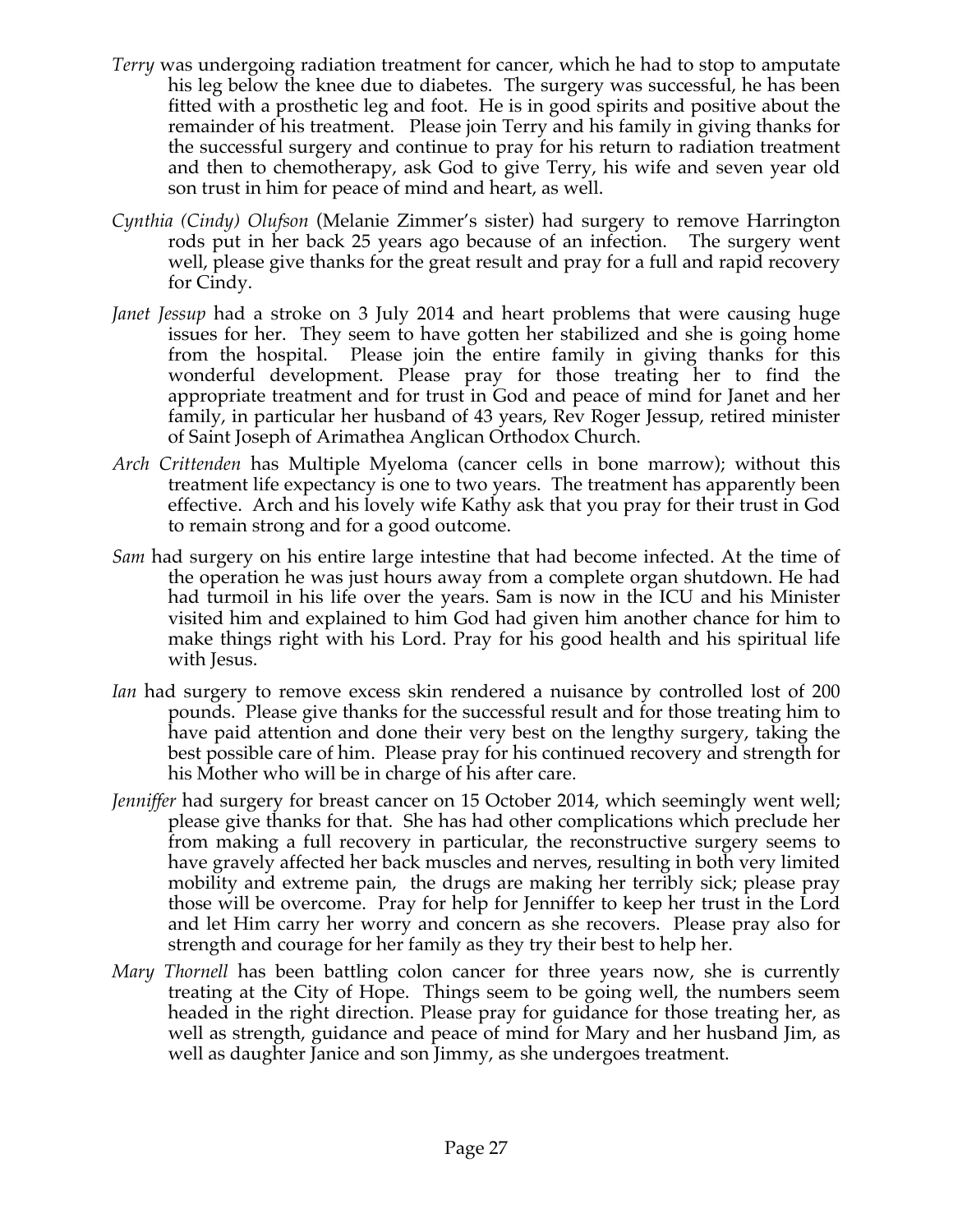*Terry* was undergoing radiation treatment for cancer, which he had to stop to amputate his leg below the knee due to diabetes. The surgery was successful, he has been fitted with a prosthetic leg and foot. He is in good spirits and positive about the remainder of his treatment. Please join Terry and his family in giving thanks for the successful surgery and continue to pray for his return to radiation treatment and then to chemotherapy, ask God to give Terry, his wife and seven year old son trust in him for peace of mind and heart, as well.

*Cynthia (Cindy) Olufson* (Melanie Zimmer's sister) had surgery to remove Harrington rods put in her back 25 years ago because of an infection. The surgery went well, please give thanks for the great result and pray for a full and rapid recovery for Cindy.

*Janet Jessup* had a stroke on 3 July 2014 and heart problems that were causing huge issues for her. They seem to have gotten her stabilized and she is going home from the hospital. Please join the entire family in giving thanks for this wonderful development. Please pray for those treating her to find the appropriate treatment and for trust in God and peace of mind for Janet and her family, in particular her husband of 43 years, Rev Roger Jessup, retired minister of Saint Joseph of Arimathea Anglican Orthodox Church.

*Arch Crittenden* has Multiple Myeloma (cancer cells in bone marrow); without this treatment life expectancy is one to two years. The treatment has apparently been effective. Arch and his lovely wife Kathy ask that you pray for their trust in God to remain strong and for a good outcome.

*Sam* had surgery on his entire large intestine that had become infected. At the time of the operation he was just hours away from a complete organ shutdown. He had had turmoil in his life over the years. Sam is now in the ICU and his Minister visited him and explained to him God had given him another chance for him to make things right with his Lord. Pray for his good health and his spiritual life with Jesus.

*Ian* had surgery to remove excess skin rendered a nuisance by controlled lost of 200 pounds. Please give thanks for the successful result and for those treating him to have paid attention and done their very best on the lengthy surgery, taking the best possible care of him. Please pray for his continued recovery and strength for his Mother who will be in charge of his after care.

*Jenniffer* had surgery for breast cancer on 15 October 2014, which seemingly went well; please give thanks for that. She has had other complications which preclude her from making a full recovery in particular, the reconstructive surgery seems to have gravely affected her back muscles and nerves, resulting in both very limited mobility and extreme pain, the drugs are making her terribly sick; please pray those will be overcome. Pray for help for Jenniffer to keep her trust in the Lord and let Him carry her worry and concern as she recovers. Please pray also for strength and courage for her family as they try their best to help her.

*Mary Thornell* has been battling colon cancer for three years now, she is currently treating at the City of Hope. Things seem to be going well, the numbers seem headed in the right direction. Please pray for guidance for those treating her, as well as strength, guidance and peace of mind for Mary and her husband Jim, as well as daughter Janice and son Jimmy, as she undergoes treatment.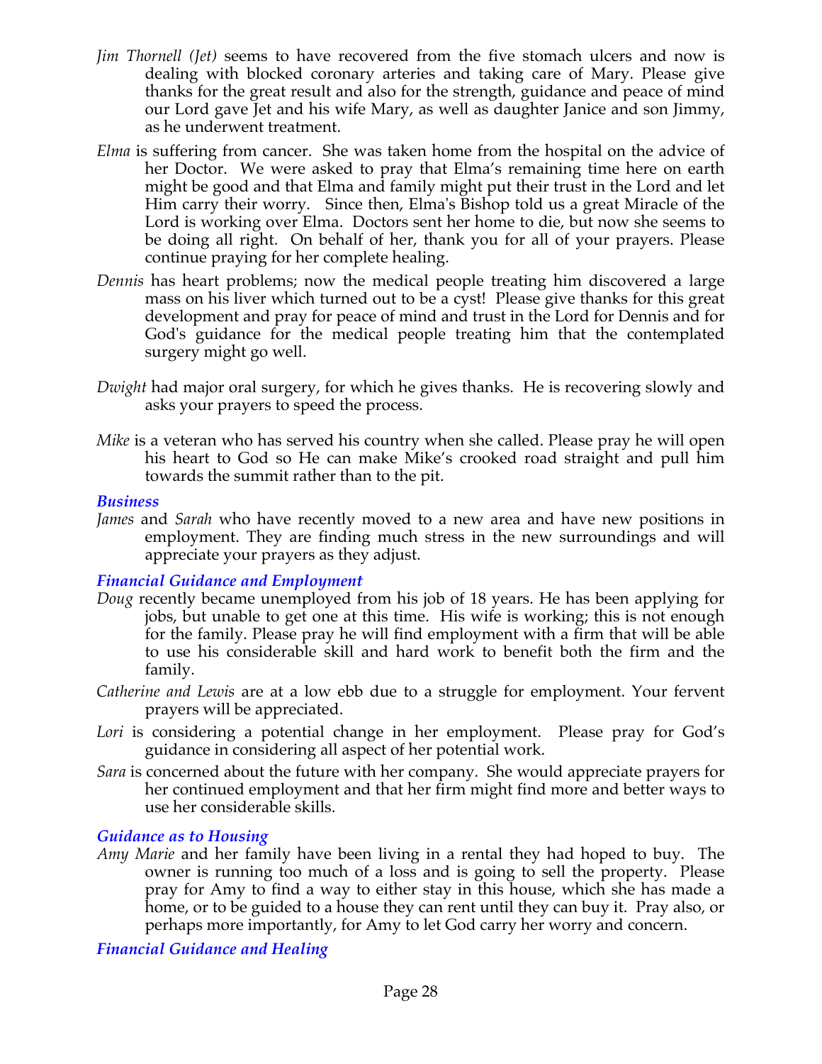*Jim Thornell (Jet)* seems to have recovered from the five stomach ulcers and now is dealing with blocked coronary arteries and taking care of Mary. Please give thanks for the great result and also for the strength, guidance and peace of mind our Lord gave Jet and his wife Mary, as well as daughter Janice and son Jimmy, as he underwent treatment.

*Elma* is suffering from cancer. She was taken home from the hospital on the advice of her Doctor. We were asked to pray that Elma's remaining time here on earth might be good and that Elma and family might put their trust in the Lord and let Him carry their worry. Since then, Elma's Bishop told us a great Miracle of the Lord is working over Elma. Doctors sent her home to die, but now she seems to be doing all right. On behalf of her, thank you for all of your prayers. Please continue praying for her complete healing.

*Dennis* has heart problems; now the medical people treating him discovered a large mass on his liver which turned out to be a cyst! Please give thanks for this great development and pray for peace of mind and trust in the Lord for Dennis and for God's guidance for the medical people treating him that the contemplated surgery might go well.

*Dwight* had major oral surgery, for which he gives thanks. He is recovering slowly and asks your prayers to speed the process.

*Mike* is a veteran who has served his country when she called. Please pray he will open his heart to God so He can make Mike's crooked road straight and pull him towards the summit rather than to the pit.

### *Business*

*James* and *Sarah* who have recently moved to a new area and have new positions in employment. They are finding much stress in the new surroundings and will appreciate your prayers as they adjust.

### *Financial Guidance and Employment*

*Doug* recently became unemployed from his job of 18 years. He has been applying for jobs, but unable to get one at this time. His wife is working; this is not enough for the family. Please pray he will find employment with a firm that will be able to use his considerable skill and hard work to benefit both the firm and the family.

*Catherine and Lewis* are at a low ebb due to a struggle for employment. Your fervent prayers will be appreciated.

*Lori* is considering a potential change in her employment. Please pray for God's guidance in considering all aspect of her potential work.

*Sara* is concerned about the future with her company. She would appreciate prayers for her continued employment and that her firm might find more and better ways to use her considerable skills.

### *Guidance as to Housing*

*Amy Marie* and her family have been living in a rental they had hoped to buy. The owner is running too much of a loss and is going to sell the property. Please pray for Amy to find a way to either stay in this house, which she has made a home, or to be guided to a house they can rent until they can buy it. Pray also, or perhaps more importantly, for Amy to let God carry her worry and concern.

### *Financial Guidance and Healing*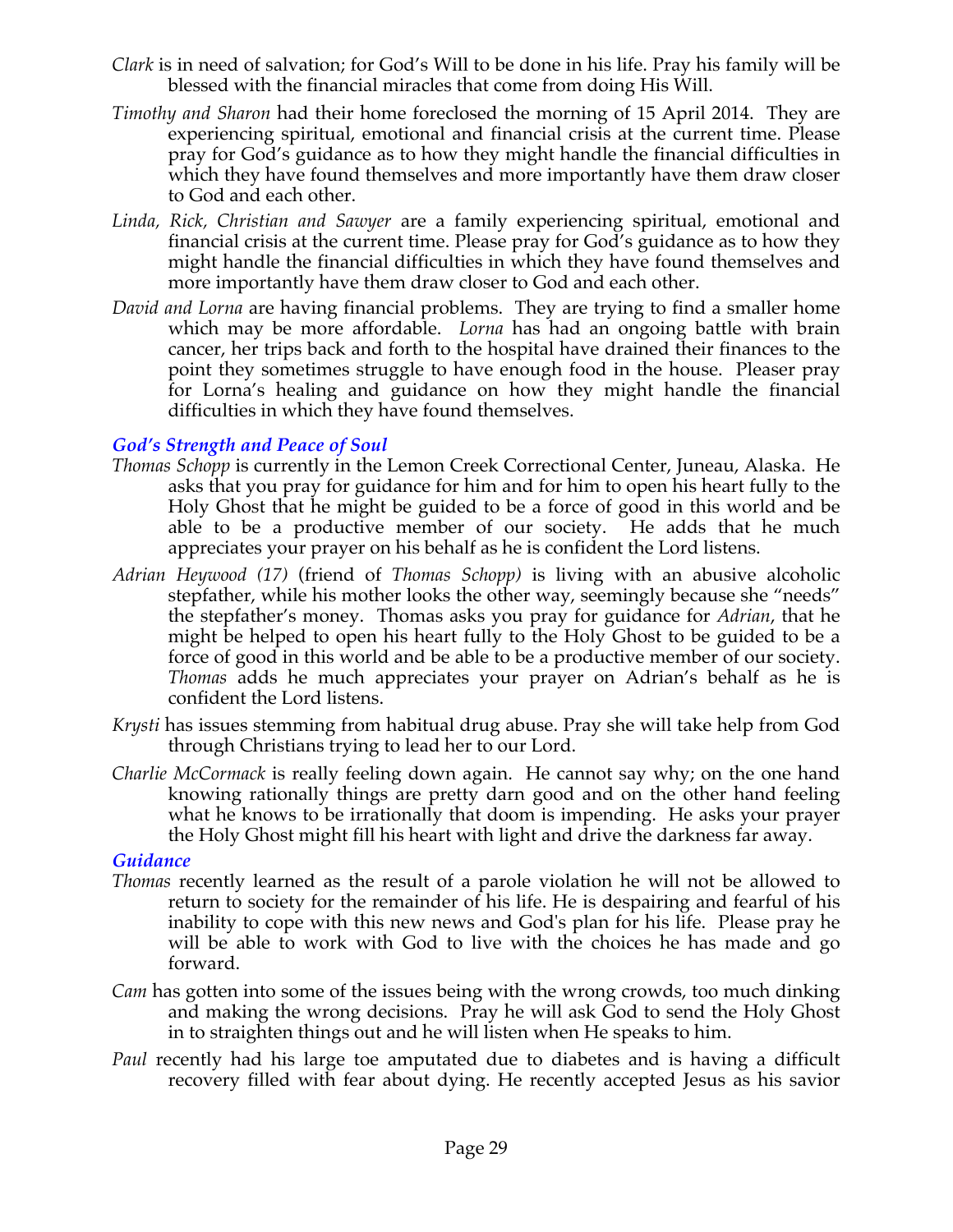*Clark* is in need of salvation; for God's Will to be done in his life. Pray his family will be blessed with the financial miracles that come from doing His Will.

*Timothy and Sharon* had their home foreclosed the morning of 15 April 2014. They are experiencing spiritual, emotional and financial crisis at the current time. Please pray for God's guidance as to how they might handle the financial difficulties in which they have found themselves and more importantly have them draw closer to God and each other.

*Linda, Rick, Christian and Sawyer* are a family experiencing spiritual, emotional and financial crisis at the current time. Please pray for God's guidance as to how they might handle the financial difficulties in which they have found themselves and more importantly have them draw closer to God and each other.

*David and Lorna* are having financial problems. They are trying to find a smaller home which may be more affordable. *Lorna* has had an ongoing battle with brain cancer, her trips back and forth to the hospital have drained their finances to the point they sometimes struggle to have enough food in the house. Pleaser pray for Lorna's healing and guidance on how they might handle the financial difficulties in which they have found themselves.

### *God's Strength and Peace of Soul*

*Thomas Schopp* is currently in the Lemon Creek Correctional Center, Juneau, Alaska. He asks that you pray for guidance for him and for him to open his heart fully to the Holy Ghost that he might be guided to be a force of good in this world and be able to be a productive member of our society. He adds that he much appreciates your prayer on his behalf as he is confident the Lord listens.

*Adrian Heywood (17)* (friend of *Thomas Schopp)* is living with an abusive alcoholic stepfather, while his mother looks the other way, seemingly because she "needs" the stepfather's money. Thomas asks you pray for guidance for *Adrian*, that he might be helped to open his heart fully to the Holy Ghost to be guided to be a force of good in this world and be able to be a productive member of our society. *Thomas* adds he much appreciates your prayer on Adrian's behalf as he is confident the Lord listens.

*Krysti* has issues stemming from habitual drug abuse. Pray she will take help from God through Christians trying to lead her to our Lord.

*Charlie McCormack* is really feeling down again. He cannot say why; on the one hand knowing rationally things are pretty darn good and on the other hand feeling what he knows to be irrationally that doom is impending. He asks your prayer the Holy Ghost might fill his heart with light and drive the darkness far away.

### *Guidance*

*Thomas* recently learned as the result of a parole violation he will not be allowed to return to society for the remainder of his life. He is despairing and fearful of his inability to cope with this new news and God's plan for his life. Please pray he will be able to work with God to live with the choices he has made and go forward.

*Cam* has gotten into some of the issues being with the wrong crowds, too much dinking and making the wrong decisions. Pray he will ask God to send the Holy Ghost in to straighten things out and he will listen when He speaks to him.

*Paul* recently had his large toe amputated due to diabetes and is having a difficult recovery filled with fear about dying. He recently accepted Jesus as his savior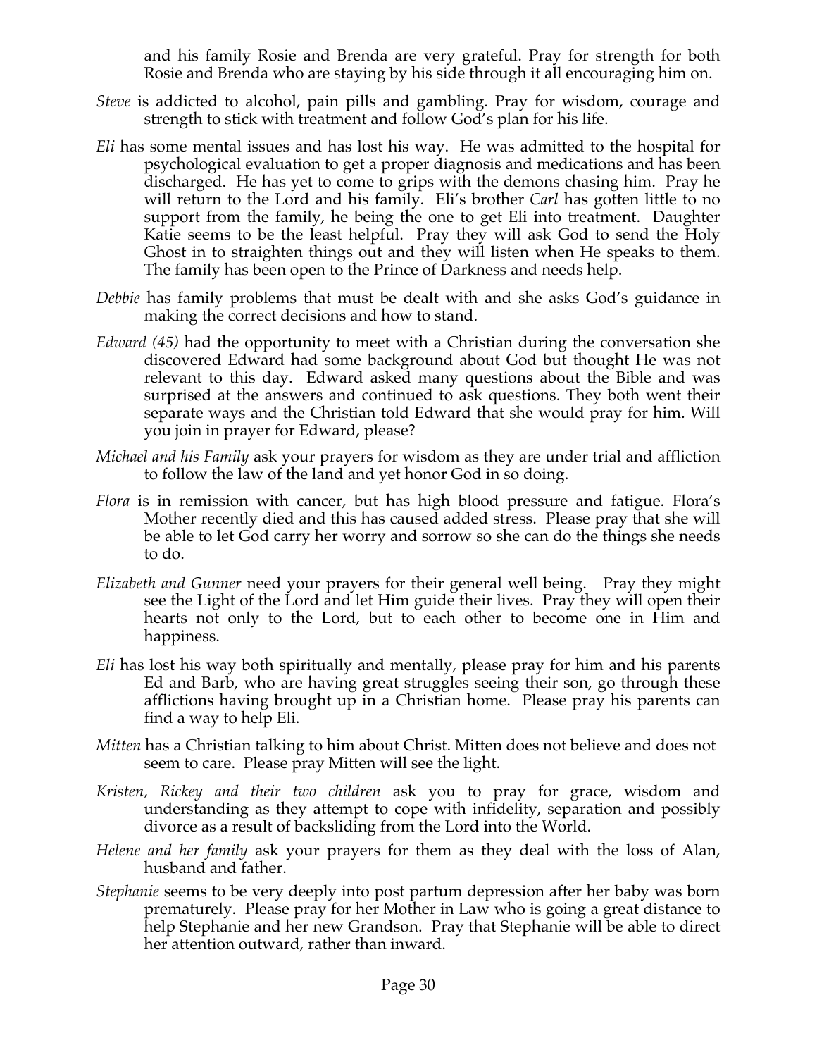and his family Rosie and Brenda are very grateful. Pray for strength for both Rosie and Brenda who are staying by his side through it all encouraging him on.

*Steve* is addicted to alcohol, pain pills and gambling. Pray for wisdom, courage and strength to stick with treatment and follow God's plan for his life.

*Eli* has some mental issues and has lost his way. He was admitted to the hospital for psychological evaluation to get a proper diagnosis and medications and has been discharged. He has yet to come to grips with the demons chasing him. Pray he will return to the Lord and his family. Eli's brother *Carl* has gotten little to no support from the family, he being the one to get Eli into treatment. Daughter Katie seems to be the least helpful. Pray they will ask God to send the Holy Ghost in to straighten things out and they will listen when He speaks to them. The family has been open to the Prince of Darkness and needs help.

*Debbie* has family problems that must be dealt with and she asks God's guidance in making the correct decisions and how to stand.

*Edward (45)* had the opportunity to meet with a Christian during the conversation she discovered Edward had some background about God but thought He was not relevant to this day. Edward asked many questions about the Bible and was surprised at the answers and continued to ask questions. They both went their separate ways and the Christian told Edward that she would pray for him. Will you join in prayer for Edward, please?

*Michael and his Family* ask your prayers for wisdom as they are under trial and affliction to follow the law of the land and yet honor God in so doing.

*Flora* is in remission with cancer, but has high blood pressure and fatigue. Flora's Mother recently died and this has caused added stress. Please pray that she will be able to let God carry her worry and sorrow so she can do the things she needs to do.

*Elizabeth and Gunner* need your prayers for their general well being. Pray they might see the Light of the Lord and let Him guide their lives. Pray they will open their hearts not only to the Lord, but to each other to become one in Him and happiness.

*Eli* has lost his way both spiritually and mentally, please pray for him and his parents Ed and Barb, who are having great struggles seeing their son, go through these afflictions having brought up in a Christian home. Please pray his parents can find a way to help Eli.

*Mitten* has a Christian talking to him about Christ. Mitten does not believe and does not seem to care. Please pray Mitten will see the light.

*Kristen, Rickey and their two children* ask you to pray for grace, wisdom and understanding as they attempt to cope with infidelity, separation and possibly divorce as a result of backsliding from the Lord into the World.

*Helene and her family* ask your prayers for them as they deal with the loss of Alan, husband and father.

*Stephanie* seems to be very deeply into post partum depression after her baby was born prematurely. Please pray for her Mother in Law who is going a great distance to help Stephanie and her new Grandson. Pray that Stephanie will be able to direct her attention outward, rather than inward.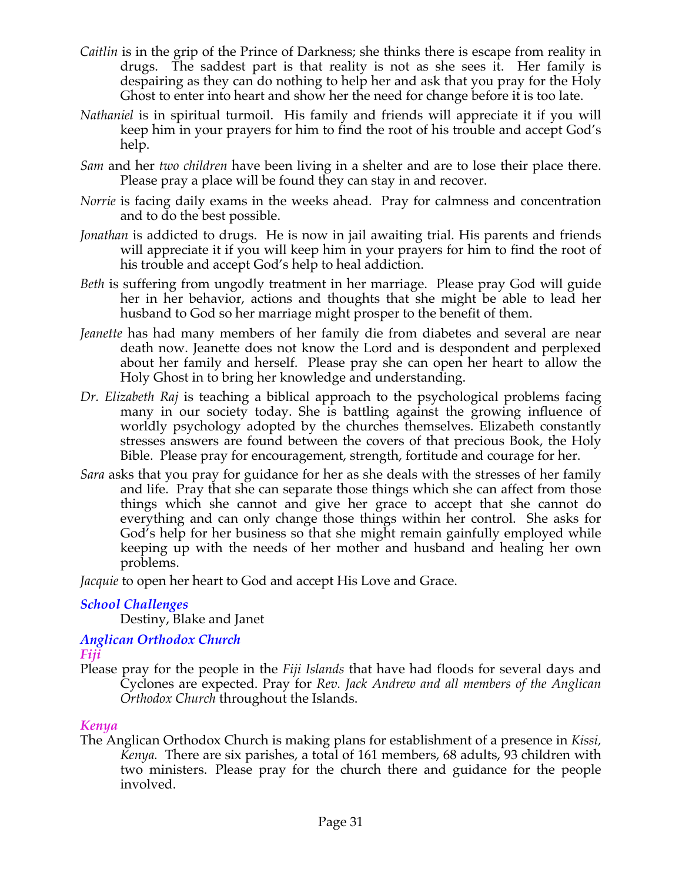*Caitlin* is in the grip of the Prince of Darkness; she thinks there is escape from reality in drugs. The saddest part is that reality is not as she sees it. Her family is despairing as they can do nothing to help her and ask that you pray for the Holy Ghost to enter into heart and show her the need for change before it is too late.

*Nathaniel* is in spiritual turmoil. His family and friends will appreciate it if you will keep him in your prayers for him to find the root of his trouble and accept God's help.

*Sam* and her *two children* have been living in a shelter and are to lose their place there. Please pray a place will be found they can stay in and recover.

*Norrie* is facing daily exams in the weeks ahead. Pray for calmness and concentration and to do the best possible.

*Jonathan* is addicted to drugs. He is now in jail awaiting trial. His parents and friends will appreciate it if you will keep him in your prayers for him to find the root of his trouble and accept God's help to heal addiction.

*Beth* is suffering from ungodly treatment in her marriage. Please pray God will guide her in her behavior, actions and thoughts that she might be able to lead her husband to God so her marriage might prosper to the benefit of them.

*Jeanette* has had many members of her family die from diabetes and several are near death now. Jeanette does not know the Lord and is despondent and perplexed about her family and herself. Please pray she can open her heart to allow the Holy Ghost in to bring her knowledge and understanding.

*Dr. Elizabeth Raj* is teaching a biblical approach to the psychological problems facing many in our society today. She is battling against the growing influence of worldly psychology adopted by the churches themselves. Elizabeth constantly stresses answers are found between the covers of that precious Book, the Holy Bible. Please pray for encouragement, strength, fortitude and courage for her.

*Sara* asks that you pray for guidance for her as she deals with the stresses of her family and life. Pray that she can separate those things which she can affect from those things which she cannot and give her grace to accept that she cannot do everything and can only change those things within her control. She asks for God's help for her business so that she might remain gainfully employed while keeping up with the needs of her mother and husband and healing her own problems.

*Jacquie* to open her heart to God and accept His Love and Grace.

### *School Challenges*

Destiny, Blake and Janet

### *Anglican Orthodox Church*

#### *Fiji*

Please pray for the people in the *Fiji Islands* that have had floods for several days and Cyclones are expected. Pray for *Rev. Jack Andrew and all members of the Anglican Orthodox Church* throughout the Islands.

#### *Kenya*

The Anglican Orthodox Church is making plans for establishment of a presence in *Kissi, Kenya.* There are six parishes, a total of 161 members, 68 adults, 93 children with two ministers. Please pray for the church there and guidance for the people involved.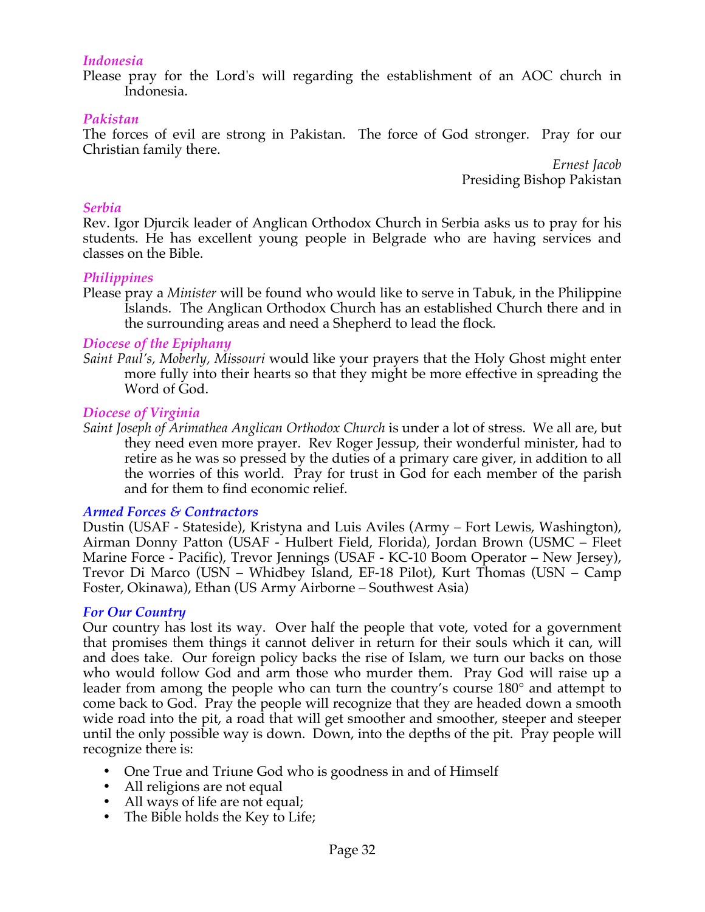### *Indonesia*

Please pray for the Lord's will regarding the establishment of an AOC church in Indonesia.

### *Pakistan*

The forces of evil are strong in Pakistan. The force of God stronger. Pray for our Christian family there.

*Ernest Jacob*
Presiding Bishop Pakistan

### *Serbia*

Rev. Igor Djurcik leader of Anglican Orthodox Church in Serbia asks us to pray for his students. He has excellent young people in Belgrade who are having services and classes on the Bible.

### *Philippines*

Please pray a *Minister* will be found who would like to serve in Tabuk, in the Philippine Islands. The Anglican Orthodox Church has an established Church there and in the surrounding areas and need a Shepherd to lead the flock.

### *Diocese of the Epiphany*

*Saint Paul's, Moberly, Missouri* would like your prayers that the Holy Ghost might enter more fully into their hearts so that they might be more effective in spreading the Word of God.

### *Diocese of Virginia*

*Saint Joseph of Arimathea Anglican Orthodox Church* is under a lot of stress. We all are, but they need even more prayer. Rev Roger Jessup, their wonderful minister, had to retire as he was so pressed by the duties of a primary care giver, in addition to all the worries of this world. Pray for trust in God for each member of the parish and for them to find economic relief.

### *Armed Forces & Contractors*

Dustin (USAF - Stateside), Kristyna and Luis Aviles (Army – Fort Lewis, Washington), Airman Donny Patton (USAF - Hulbert Field, Florida), Jordan Brown (USMC – Fleet Marine Force - Pacific), Trevor Jennings (USAF - KC-10 Boom Operator – New Jersey), Trevor Di Marco (USN – Whidbey Island, EF-18 Pilot), Kurt Thomas (USN – Camp Foster, Okinawa), Ethan (US Army Airborne – Southwest Asia)

### *For Our Country*

Our country has lost its way. Over half the people that vote, voted for a government that promises them things it cannot deliver in return for their souls which it can, will and does take. Our foreign policy backs the rise of Islam, we turn our backs on those who would follow God and arm those who murder them. Pray God will raise up a leader from among the people who can turn the country's course 180° and attempt to come back to God. Pray the people will recognize that they are headed down a smooth wide road into the pit, a road that will get smoother and smoother, steeper and steeper until the only possible way is down. Down, into the depths of the pit. Pray people will recognize there is:

- One True and Triune God who is goodness in and of Himself
- All religions are not equal
- All ways of life are not equal;
- The Bible holds the Key to Life;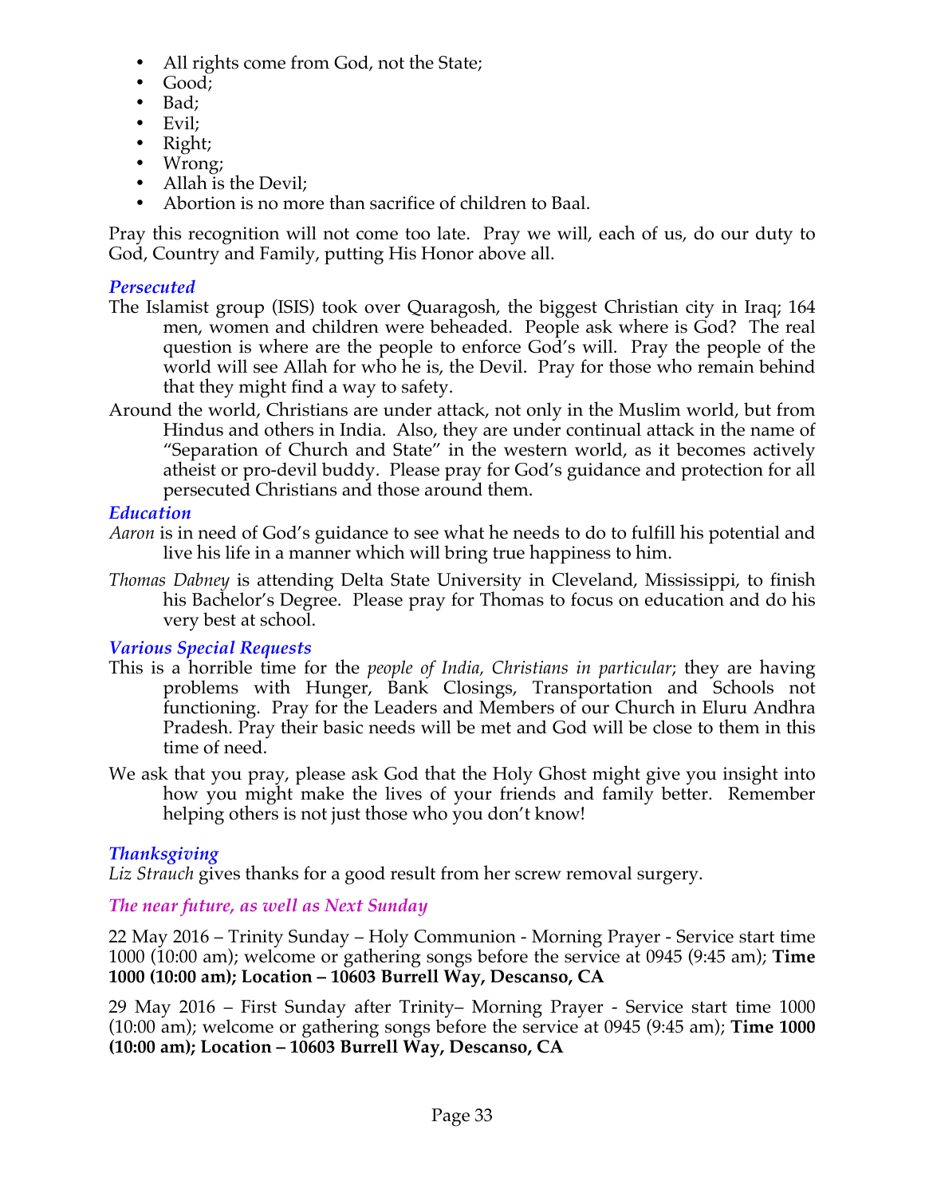- All rights come from God, not the State;
- Good;
- Bad;
- Evil;
- Right;
- Wrong;
- Allah is the Devil;
- Abortion is no more than sacrifice of children to Baal.

Pray this recognition will not come too late. Pray we will, each of us, do our duty to God, Country and Family, putting His Honor above all.

### *Persecuted*

The Islamist group (ISIS) took over Quaragosh, the biggest Christian city in Iraq; 164 men, women and children were beheaded. People ask where is God? The real question is where are the people to enforce God's will. Pray the people of the world will see Allah for who he is, the Devil. Pray for those who remain behind that they might find a way to safety.

Around the world, Christians are under attack, not only in the Muslim world, but from Hindus and others in India. Also, they are under continual attack in the name of "Separation of Church and State" in the western world, as it becomes actively atheist or pro-devil buddy. Please pray for God's guidance and protection for all persecuted Christians and those around them.

### *Education*

*Aaron* is in need of God's guidance to see what he needs to do to fulfill his potential and live his life in a manner which will bring true happiness to him.

*Thomas Dabney* is attending Delta State University in Cleveland, Mississippi, to finish his Bachelor's Degree. Please pray for Thomas to focus on education and do his very best at school.

### *Various Special Requests*

This is a horrible time for the *people of India, Christians in particular*; they are having problems with Hunger, Bank Closings, Transportation and Schools not functioning. Pray for the Leaders and Members of our Church in Eluru Andhra Pradesh. Pray their basic needs will be met and God will be close to them in this time of need.

We ask that you pray, please ask God that the Holy Ghost might give you insight into how you might make the lives of your friends and family better. Remember helping others is not just those who you don't know!

### *Thanksgiving*

*Liz Strauch* gives thanks for a good result from her screw removal surgery.

### *The near future, as well as Next Sunday*

22 May 2016 – Trinity Sunday – Holy Communion - Morning Prayer - Service start time 1000 (10:00 am); welcome or gathering songs before the service at 0945 (9:45 am); **Time 1000 (10:00 am); Location – 10603 Burrell Way, Descanso, CA**

29 May 2016 – First Sunday after Trinity– Morning Prayer - Service start time 1000 (10:00 am); welcome or gathering songs before the service at 0945 (9:45 am); **Time 1000 (10:00 am); Location – 10603 Burrell Way, Descanso, CA**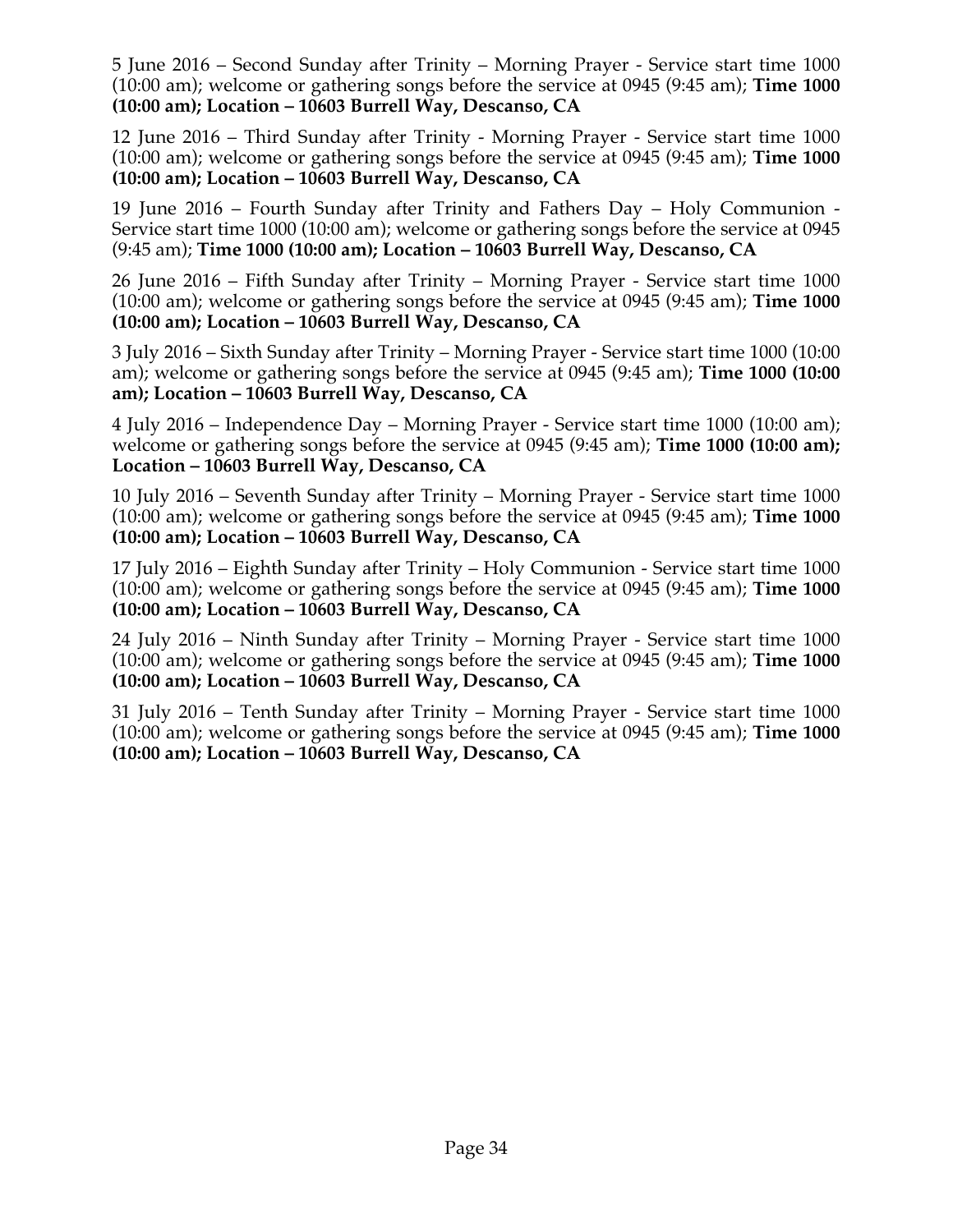5 June 2016 – Second Sunday after Trinity – Morning Prayer - Service start time 1000 (10:00 am); welcome or gathering songs before the service at 0945 (9:45 am); **Time 1000 (10:00 am); Location – 10603 Burrell Way, Descanso, CA**

12 June 2016 – Third Sunday after Trinity - Morning Prayer - Service start time 1000 (10:00 am); welcome or gathering songs before the service at 0945 (9:45 am); **Time 1000 (10:00 am); Location – 10603 Burrell Way, Descanso, CA**

19 June 2016 – Fourth Sunday after Trinity and Fathers Day – Holy Communion - Service start time 1000 (10:00 am); welcome or gathering songs before the service at 0945 (9:45 am); **Time 1000 (10:00 am); Location – 10603 Burrell Way, Descanso, CA**

26 June 2016 – Fifth Sunday after Trinity – Morning Prayer - Service start time 1000 (10:00 am); welcome or gathering songs before the service at 0945 (9:45 am); **Time 1000 (10:00 am); Location – 10603 Burrell Way, Descanso, CA**

3 July 2016 – Sixth Sunday after Trinity – Morning Prayer - Service start time 1000 (10:00 am); welcome or gathering songs before the service at 0945 (9:45 am); **Time 1000 (10:00 am); Location – 10603 Burrell Way, Descanso, CA**

4 July 2016 – Independence Day – Morning Prayer - Service start time 1000 (10:00 am); welcome or gathering songs before the service at 0945 (9:45 am); **Time 1000 (10:00 am); Location – 10603 Burrell Way, Descanso, CA**

10 July 2016 – Seventh Sunday after Trinity – Morning Prayer - Service start time 1000 (10:00 am); welcome or gathering songs before the service at 0945 (9:45 am); **Time 1000 (10:00 am); Location – 10603 Burrell Way, Descanso, CA**

17 July 2016 – Eighth Sunday after Trinity – Holy Communion - Service start time 1000 (10:00 am); welcome or gathering songs before the service at 0945 (9:45 am); **Time 1000 (10:00 am); Location – 10603 Burrell Way, Descanso, CA**

24 July 2016 – Ninth Sunday after Trinity – Morning Prayer - Service start time 1000 (10:00 am); welcome or gathering songs before the service at 0945 (9:45 am); **Time 1000 (10:00 am); Location – 10603 Burrell Way, Descanso, CA**

31 July 2016 – Tenth Sunday after Trinity – Morning Prayer - Service start time 1000 (10:00 am); welcome or gathering songs before the service at 0945 (9:45 am); **Time 1000 (10:00 am); Location – 10603 Burrell Way, Descanso, CA**